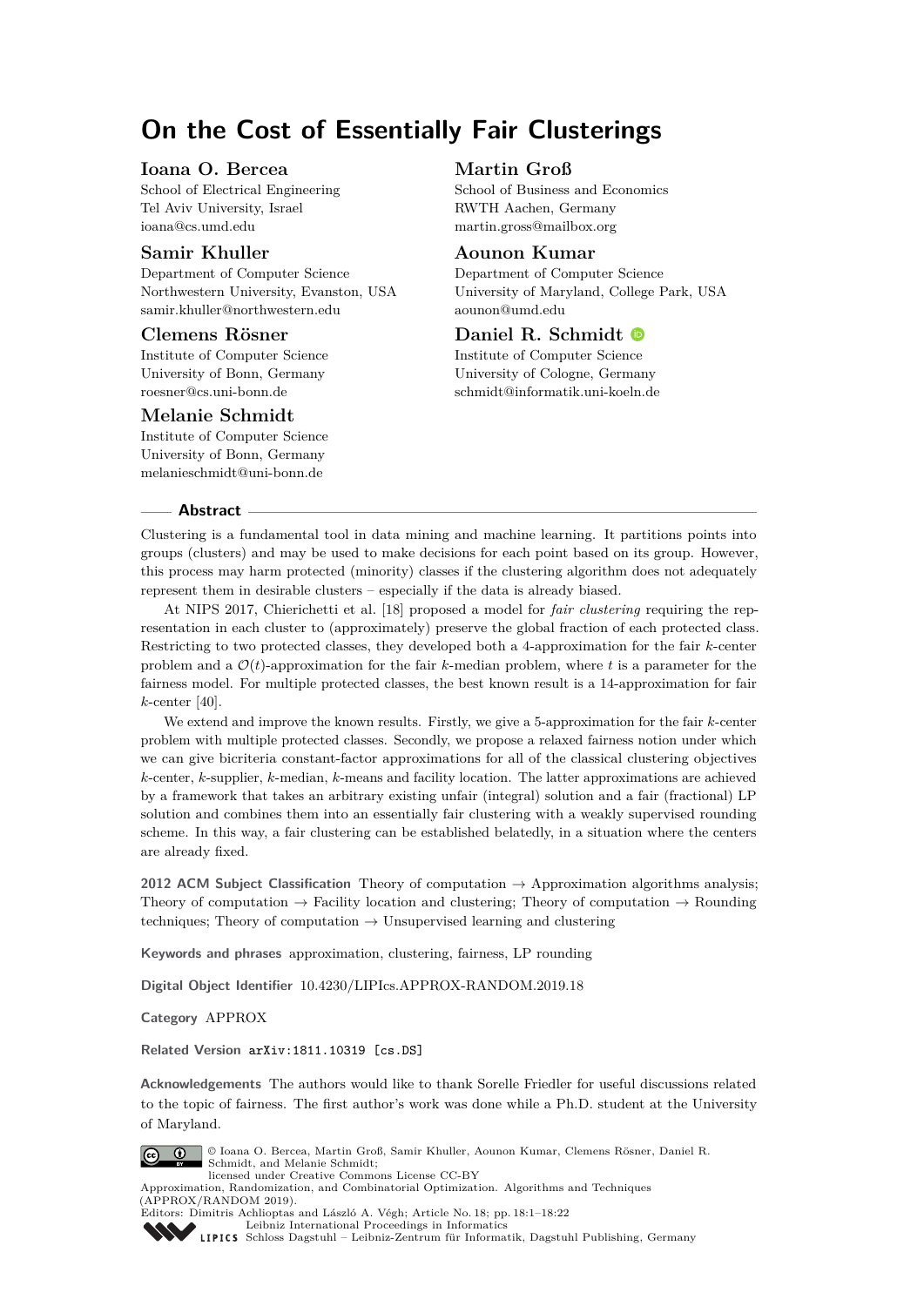# On the Cost of Essentially Fair Clusterings

**Ioana O. Bercea**
School of Electrical Engineering
Tel Aviv University, Israel
ioana@cs.umd.edu

**Martin Groß**
School of Business and Economics
RWTH Aachen, Germany
martin.gross@mailbox.org

**Samir Khuller**
Department of Computer Science
Northwestern University, Evanston, USA
samir.khuller@northwestern.edu

**Aounon Kumar**
Department of Computer Science
University of Maryland, College Park, USA
aounon@umd.edu

**Clemens Rösner**
Institute of Computer Science
University of Bonn, Germany
roesner@cs.uni-bonn.de

**Daniel R. Schmidt**
Institute of Computer Science
University of Cologne, Germany
schmidt@informatik.uni-koeln.de

**Melanie Schmidt**
Institute of Computer Science
University of Bonn, Germany
melanieschmidt@uni-bonn.de

## Abstract

Clustering is a fundamental tool in data mining and machine learning. It partitions points into groups (clusters) and may be used to make decisions for each point based on its group. However, this process may harm protected (minority) classes if the clustering algorithm does not adequately represent them in desirable clusters – especially if the data is already biased.

At NIPS 2017, Chierichetti et al. [18] proposed a model for *fair clustering* requiring the representation in each cluster to (approximately) preserve the global fraction of each protected class. Restricting to two protected classes, they developed both a 4-approximation for the fair $k$-center problem and a $\mathcal{O}(t)$-approximation for the fair $k$-median problem, where $t$ is a parameter for the fairness model. For multiple protected classes, the best known result is a 14-approximation for fair $k$-center [40].

We extend and improve the known results. Firstly, we give a 5-approximation for the fair $k$-center problem with multiple protected classes. Secondly, we propose a relaxed fairness notion under which we can give bicriteria constant-factor approximations for all of the classical clustering objectives $k$-center, $k$-supplier, $k$-median, $k$-means and facility location. The latter approximations are achieved by a framework that takes an arbitrary existing unfair (integral) solution and a fair (fractional) LP solution and combines them into an essentially fair clustering with a weakly supervised rounding scheme. In this way, a fair clustering can be established belatedly, in a situation where the centers are already fixed.

**2012 ACM Subject Classification** Theory of computation → Approximation algorithms analysis; Theory of computation → Facility location and clustering; Theory of computation → Rounding techniques; Theory of computation → Unsupervised learning and clustering

**Keywords and phrases** approximation, clustering, fairness, LP rounding

**Digital Object Identifier** 10.4230/LIPIcs.APPROX-RANDOM.2019.18

**Category** APPROX

**Related Version** arXiv:1811.10319 [cs.DS]

**Acknowledgements** The authors would like to thank Sorelle Friedler for useful discussions related to the topic of fairness. The first author's work was done while a Ph.D. student at the University of Maryland.

© Ioana O. Bercea, Martin Groß, Samir Khuller, Aounon Kumar, Clemens Rösner, Daniel R. Schmidt, and Melanie Schmidt;
licensed under Creative Commons License CC-BY
Approximation, Randomization, and Combinatorial Optimization. Algorithms and Techniques (APPROX/RANDOM 2019).
Editors: Dimitris Achlioptas and László A. Végh; Article No. 18; pp. 18:1–18:22
Leibniz International Proceedings in Informatics
Schloss Dagstuhl – Leibniz-Zentrum für Informatik, Dagstuhl Publishing, Germany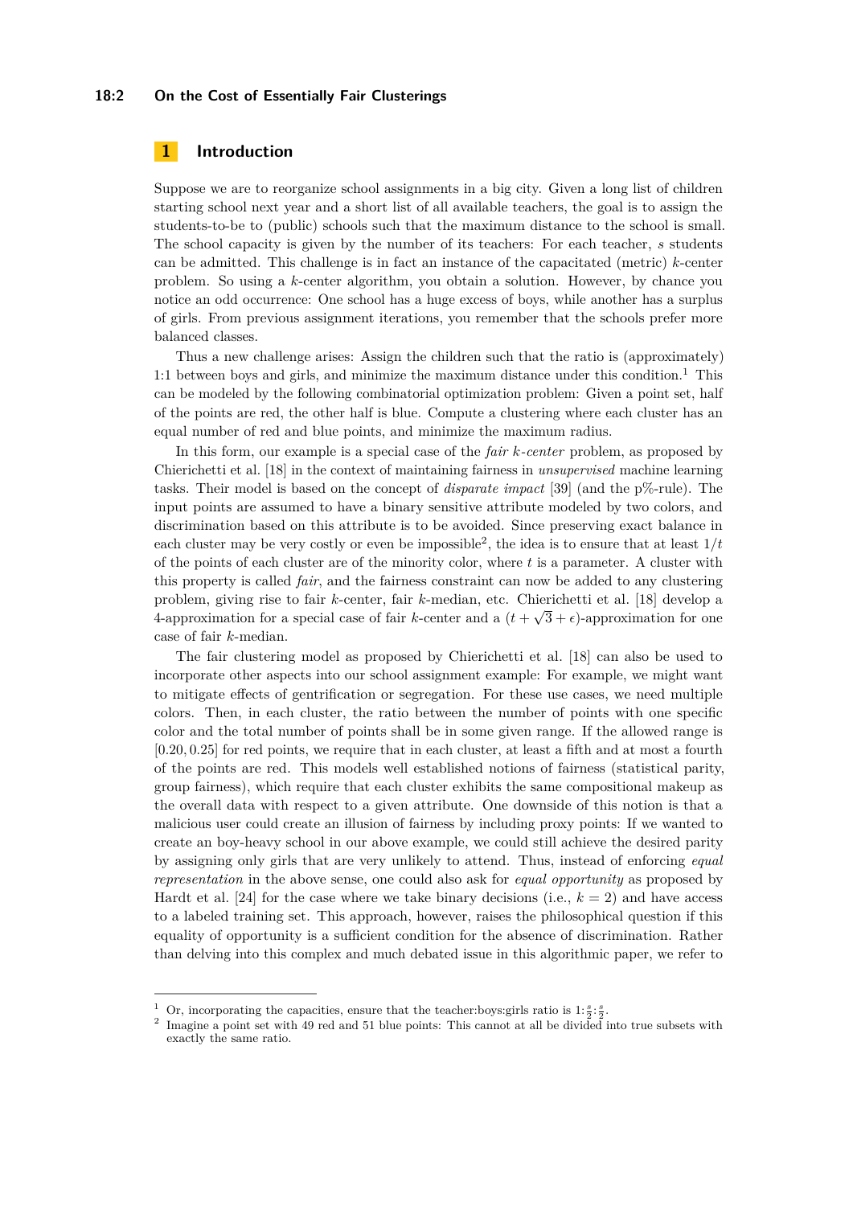## 1 Introduction

Suppose we are to reorganize school assignments in a big city. Given a long list of children starting school next year and a short list of all available teachers, the goal is to assign the students-to-be to (public) schools such that the maximum distance to the school is small. The school capacity is given by the number of its teachers: For each teacher, $s$ students can be admitted. This challenge is in fact an instance of the capacitated (metric) $k$-center problem. So using a $k$-center algorithm, you obtain a solution. However, by chance you notice an odd occurrence: One school has a huge excess of boys, while another has a surplus of girls. From previous assignment iterations, you remember that the schools prefer more balanced classes.

Thus a new challenge arises: Assign the children such that the ratio is (approximately) 1:1 between boys and girls, and minimize the maximum distance under this condition.[1] This can be modeled by the following combinatorial optimization problem: Given a point set, half of the points are red, the other half is blue. Compute a clustering where each cluster has an equal number of red and blue points, and minimize the maximum radius.

In this form, our example is a special case of the *fair $k$-center* problem, as proposed by Chierichetti et al. [18] in the context of maintaining fairness in *unsupervised* machine learning tasks. Their model is based on the concept of *disparate impact* [39] (and the p%-rule). The input points are assumed to have a binary sensitive attribute modeled by two colors, and discrimination based on this attribute is to be avoided. Since preserving exact balance in each cluster may be very costly or even be impossible[2], the idea is to ensure that at least $1/t$ of the points of each cluster are of the minority color, where $t$ is a parameter. A cluster with this property is called *fair*, and the fairness constraint can now be added to any clustering problem, giving rise to fair $k$-center, fair $k$-median, etc. Chierichetti et al. [18] develop a 4-approximation for a special case of fair $k$-center and a $(t + \sqrt{3} + \epsilon)$-approximation for one case of fair $k$-median.

The fair clustering model as proposed by Chierichetti et al. [18] can also be used to incorporate other aspects into our school assignment example: For example, we might want to mitigate effects of gentrification or segregation. For these use cases, we need multiple colors. Then, in each cluster, the ratio between the number of points with one specific color and the total number of points shall be in some given range. If the allowed range is $[0.20, 0.25]$ for red points, we require that in each cluster, at least a fifth and at most a fourth of the points are red. This models well established notions of fairness (statistical parity, group fairness), which require that each cluster exhibits the same compositional makeup as the overall data with respect to a given attribute. One downside of this notion is that a malicious user could create an illusion of fairness by including proxy points: If we wanted to create an boy-heavy school in our above example, we could still achieve the desired parity by assigning only girls that are very unlikely to attend. Thus, instead of enforcing *equal representation* in the above sense, one could also ask for *equal opportunity* as proposed by Hardt et al. [24] for the case where we take binary decisions (i.e., $k = 2$) and have access to a labeled training set. This approach, however, raises the philosophical question if this equality of opportunity is a sufficient condition for the absence of discrimination. Rather than delving into this complex and much debated issue in this algorithmic paper, we refer to

---

[1] Or, incorporating the capacities, ensure that the teacher:boys:girls ratio is $1{:}\frac{s}{2}{:}\frac{s}{2}$.

[2] Imagine a point set with 49 red and 51 blue points: This cannot at all be divided into true subsets with exactly the same ratio.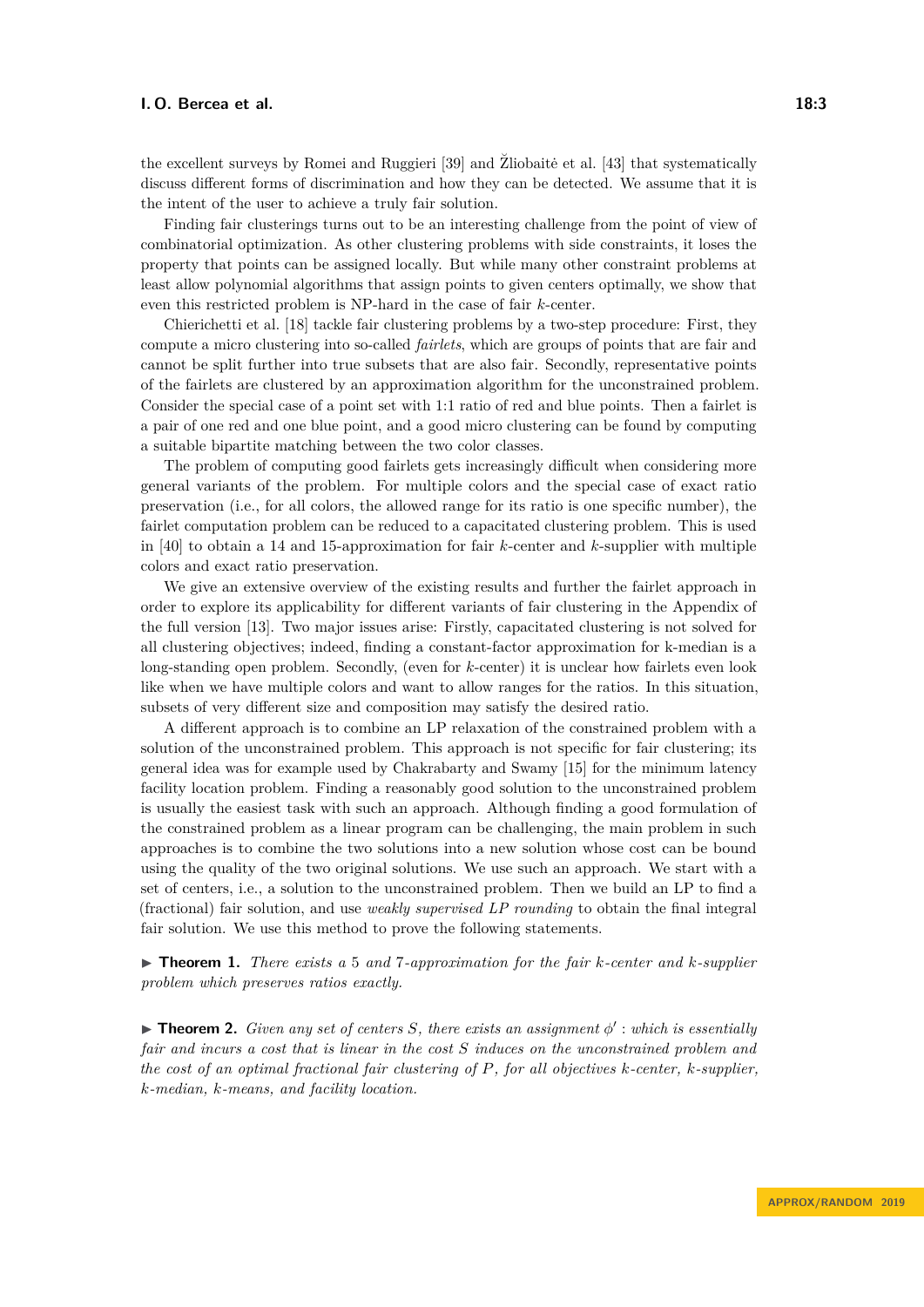the excellent surveys by Romei and Ruggieri [39] and Žliobaitė et al. [43] that systematically discuss different forms of discrimination and how they can be detected. We assume that it is the intent of the user to achieve a truly fair solution.

Finding fair clusterings turns out to be an interesting challenge from the point of view of combinatorial optimization. As other clustering problems with side constraints, it loses the property that points can be assigned locally. But while many other constraint problems at least allow polynomial algorithms that assign points to given centers optimally, we show that even this restricted problem is NP-hard in the case of fair $k$-center.

Chierichetti et al. [18] tackle fair clustering problems by a two-step procedure: First, they compute a micro clustering into so-called *fairlets*, which are groups of points that are fair and cannot be split further into true subsets that are also fair. Secondly, representative points of the fairlets are clustered by an approximation algorithm for the unconstrained problem. Consider the special case of a point set with 1:1 ratio of red and blue points. Then a fairlet is a pair of one red and one blue point, and a good micro clustering can be found by computing a suitable bipartite matching between the two color classes.

The problem of computing good fairlets gets increasingly difficult when considering more general variants of the problem. For multiple colors and the special case of exact ratio preservation (i.e., for all colors, the allowed range for its ratio is one specific number), the fairlet computation problem can be reduced to a capacitated clustering problem. This is used in [40] to obtain a 14 and 15-approximation for fair $k$-center and $k$-supplier with multiple colors and exact ratio preservation.

We give an extensive overview of the existing results and further the fairlet approach in order to explore its applicability for different variants of fair clustering in the Appendix of the full version [13]. Two major issues arise: Firstly, capacitated clustering is not solved for all clustering objectives; indeed, finding a constant-factor approximation for k-median is a long-standing open problem. Secondly, (even for $k$-center) it is unclear how fairlets even look like when we have multiple colors and want to allow ranges for the ratios. In this situation, subsets of very different size and composition may satisfy the desired ratio.

A different approach is to combine an LP relaxation of the constrained problem with a solution of the unconstrained problem. This approach is not specific for fair clustering; its general idea was for example used by Chakrabarty and Swamy [15] for the minimum latency facility location problem. Finding a reasonably good solution to the unconstrained problem is usually the easiest task with such an approach. Although finding a good formulation of the constrained problem as a linear program can be challenging, the main problem in such approaches is to combine the two solutions into a new solution whose cost can be bound using the quality of the two original solutions. We use such an approach. We start with a set of centers, i.e., a solution to the unconstrained problem. Then we build an LP to find a (fractional) fair solution, and use *weakly supervised LP rounding* to obtain the final integral fair solution. We use this method to prove the following statements.

▶ **Theorem 1.** *There exists a 5 and 7-approximation for the fair $k$-center and $k$-supplier problem which preserves ratios exactly.*

▶ **Theorem 2.** *Given any set of centers $S$, there exists an assignment $\phi'$ : which is essentially fair and incurs a cost that is linear in the cost $S$ induces on the unconstrained problem and the cost of an optimal fractional fair clustering of $P$, for all objectives $k$-center, $k$-supplier, $k$-median, $k$-means, and facility location.*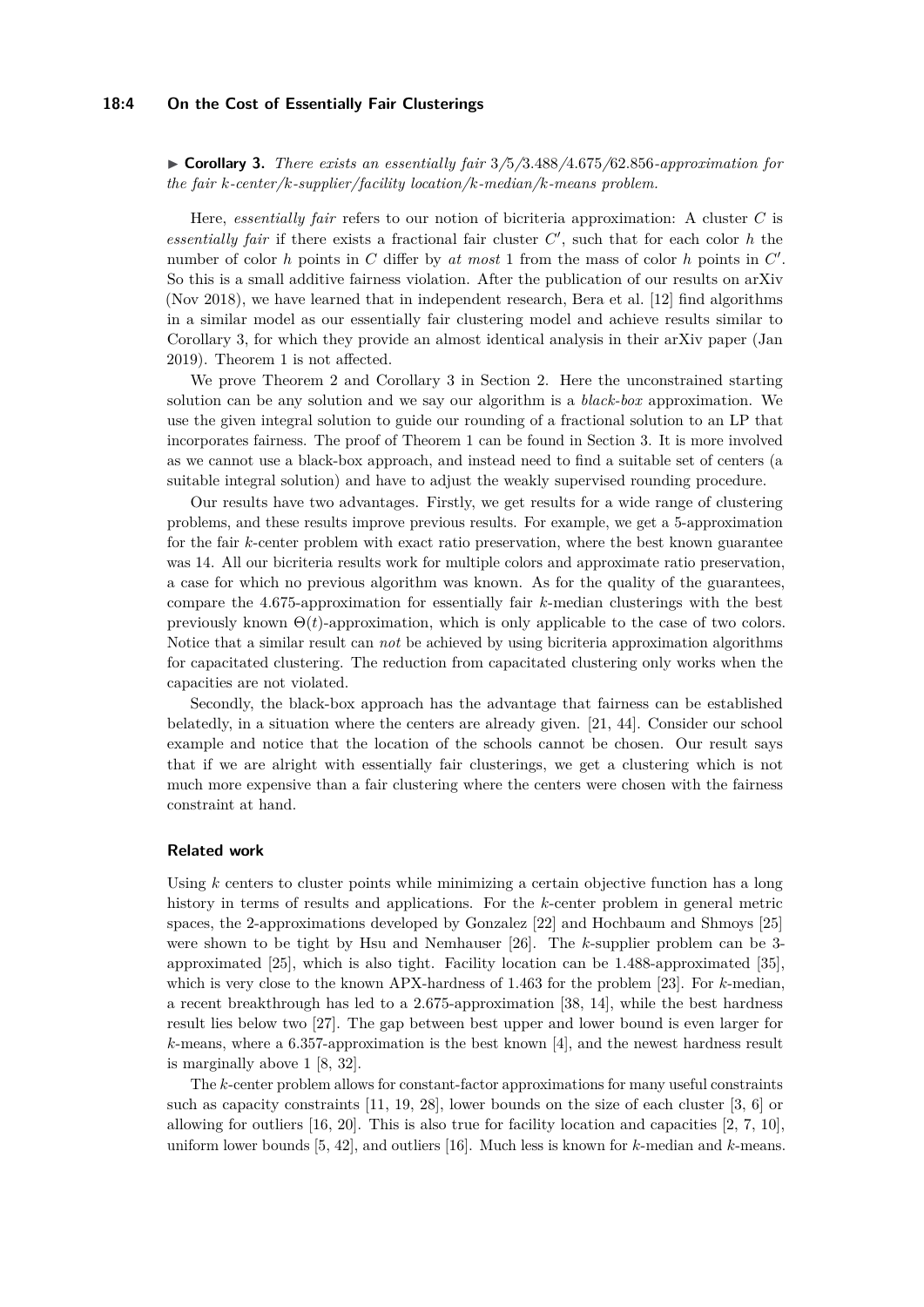▶ **Corollary 3.** *There exists an essentially fair 3/5/3.488/4.675/62.856-approximation for the fair $k$-center/$k$-supplier/facility location/$k$-median/$k$-means problem.*

Here, *essentially fair* refers to our notion of bicriteria approximation: A cluster $C$ is *essentially fair* if there exists a fractional fair cluster $C'$, such that for each color $h$ the number of color $h$ points in $C$ differ by *at most* 1 from the mass of color $h$ points in $C'$. So this is a small additive fairness violation. After the publication of our results on arXiv (Nov 2018), we have learned that in independent research, Bera et al. [12] find algorithms in a similar model as our essentially fair clustering model and achieve results similar to Corollary 3, for which they provide an almost identical analysis in their arXiv paper (Jan 2019). Theorem 1 is not affected.

We prove Theorem 2 and Corollary 3 in Section 2. Here the unconstrained starting solution can be any solution and we say our algorithm is a *black-box* approximation. We use the given integral solution to guide our rounding of a fractional solution to an LP that incorporates fairness. The proof of Theorem 1 can be found in Section 3. It is more involved as we cannot use a black-box approach, and instead need to find a suitable set of centers (a suitable integral solution) and have to adjust the weakly supervised rounding procedure.

Our results have two advantages. Firstly, we get results for a wide range of clustering problems, and these results improve previous results. For example, we get a 5-approximation for the fair $k$-center problem with exact ratio preservation, where the best known guarantee was 14. All our bicriteria results work for multiple colors and approximate ratio preservation, a case for which no previous algorithm was known. As for the quality of the guarantees, compare the 4.675-approximation for essentially fair $k$-median clusterings with the best previously known $\Theta(t)$-approximation, which is only applicable to the case of two colors. Notice that a similar result can *not* be achieved by using bicriteria approximation algorithms for capacitated clustering. The reduction from capacitated clustering only works when the capacities are not violated.

Secondly, the black-box approach has the advantage that fairness can be established belatedly, in a situation where the centers are already given. [21, 44]. Consider our school example and notice that the location of the schools cannot be chosen. Our result says that if we are alright with essentially fair clusterings, we get a clustering which is not much more expensive than a fair clustering where the centers were chosen with the fairness constraint at hand.

### Related work

Using $k$ centers to cluster points while minimizing a certain objective function has a long history in terms of results and applications. For the $k$-center problem in general metric spaces, the 2-approximations developed by Gonzalez [22] and Hochbaum and Shmoys [25] were shown to be tight by Hsu and Nemhauser [26]. The $k$-supplier problem can be 3-approximated [25], which is also tight. Facility location can be 1.488-approximated [35], which is very close to the known APX-hardness of 1.463 for the problem [23]. For $k$-median, a recent breakthrough has led to a 2.675-approximation [38, 14], while the best hardness result lies below two [27]. The gap between best upper and lower bound is even larger for $k$-means, where a 6.357-approximation is the best known [4], and the newest hardness result is marginally above 1 [8, 32].

The $k$-center problem allows for constant-factor approximations for many useful constraints such as capacity constraints [11, 19, 28], lower bounds on the size of each cluster [3, 6] or allowing for outliers [16, 20]. This is also true for facility location and capacities [2, 7, 10], uniform lower bounds [5, 42], and outliers [16]. Much less is known for $k$-median and $k$-means.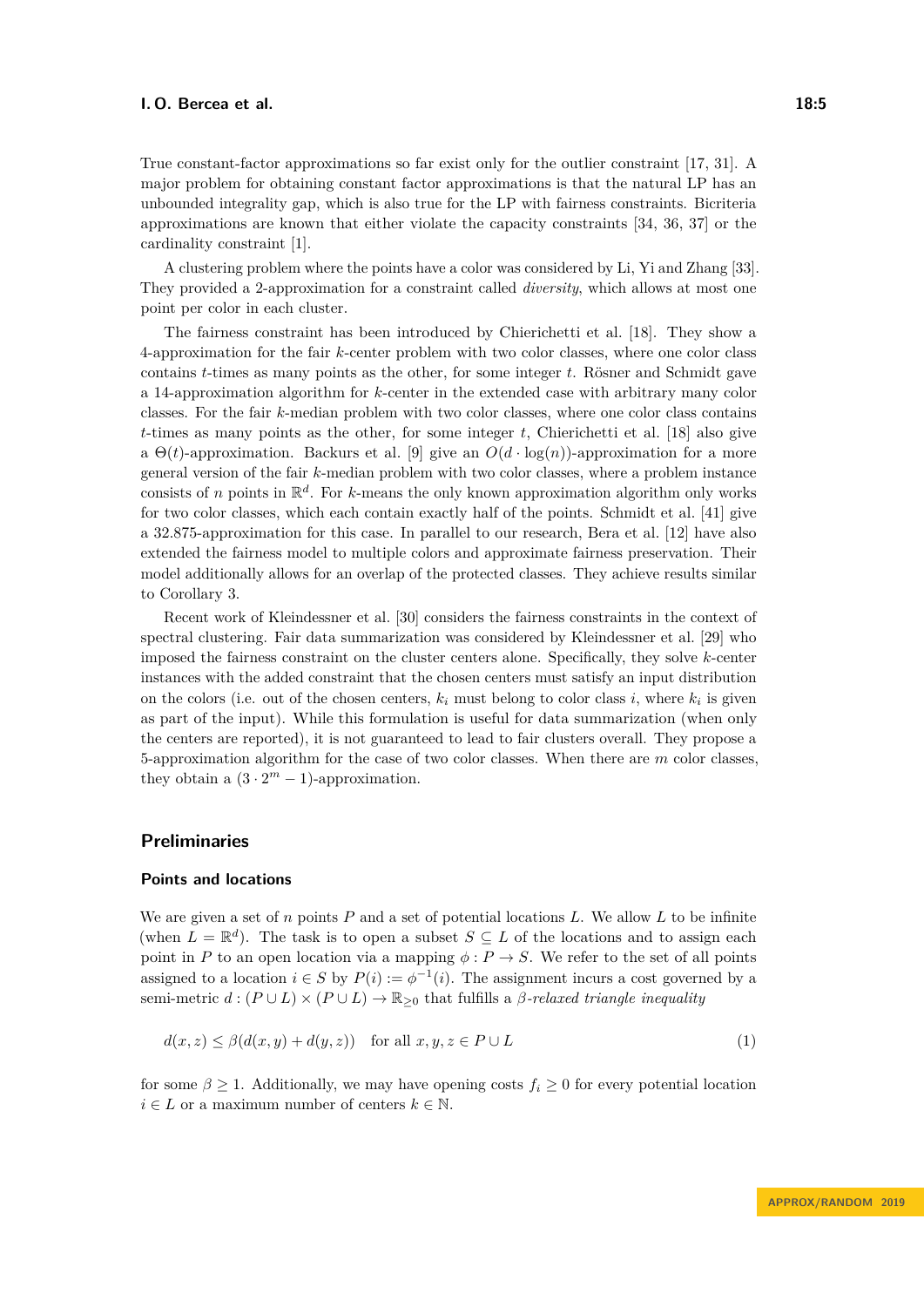True constant-factor approximations so far exist only for the outlier constraint [17, 31]. A major problem for obtaining constant factor approximations is that the natural LP has an unbounded integrality gap, which is also true for the LP with fairness constraints. Bicriteria approximations are known that either violate the capacity constraints [34, 36, 37] or the cardinality constraint [1].

A clustering problem where the points have a color was considered by Li, Yi and Zhang [33]. They provided a 2-approximation for a constraint called *diversity*, which allows at most one point per color in each cluster.

The fairness constraint has been introduced by Chierichetti et al. [18]. They show a 4-approximation for the fair $k$-center problem with two color classes, where one color class contains $t$-times as many points as the other, for some integer $t$. Rösner and Schmidt gave a 14-approximation algorithm for $k$-center in the extended case with arbitrary many color classes. For the fair $k$-median problem with two color classes, where one color class contains $t$-times as many points as the other, for some integer $t$, Chierichetti et al. [18] also give a $\Theta(t)$-approximation. Backurs et al. [9] give an $O(d \cdot \log(n))$-approximation for a more general version of the fair $k$-median problem with two color classes, where a problem instance consists of $n$ points in $\mathbb{R}^d$. For $k$-means the only known approximation algorithm only works for two color classes, which each contain exactly half of the points. Schmidt et al. [41] give a 32.875-approximation for this case. In parallel to our research, Bera et al. [12] have also extended the fairness model to multiple colors and approximate fairness preservation. Their model additionally allows for an overlap of the protected classes. They achieve results similar to Corollary 3.

Recent work of Kleindessner et al. [30] considers the fairness constraints in the context of spectral clustering. Fair data summarization was considered by Kleindessner et al. [29] who imposed the fairness constraint on the cluster centers alone. Specifically, they solve $k$-center instances with the added constraint that the chosen centers must satisfy an input distribution on the colors (i.e. out of the chosen centers, $k_i$ must belong to color class $i$, where $k_i$ is given as part of the input). While this formulation is useful for data summarization (when only the centers are reported), it is not guaranteed to lead to fair clusters overall. They propose a 5-approximation algorithm for the case of two color classes. When there are $m$ color classes, they obtain a $(3 \cdot 2^m - 1)$-approximation.

## Preliminaries

### Points and locations

We are given a set of $n$ points $P$ and a set of potential locations $L$. We allow $L$ to be infinite (when $L = \mathbb{R}^d$). The task is to open a subset $S \subseteq L$ of the locations and to assign each point in $P$ to an open location via a mapping $\phi : P \to S$. We refer to the set of all points assigned to a location $i \in S$ by $P(i) := \phi^{-1}(i)$. The assignment incurs a cost governed by a semi-metric $d : (P \cup L) \times (P \cup L) \to \mathbb{R}_{\geq 0}$ that fulfills a *$\beta$-relaxed triangle inequality*

$$d(x, z) \leq \beta(d(x, y) + d(y, z)) \quad \text{for all } x, y, z \in P \cup L \tag{1}$$

for some $\beta \geq 1$. Additionally, we may have opening costs $f_i \geq 0$ for every potential location $i \in L$ or a maximum number of centers $k \in \mathbb{N}$.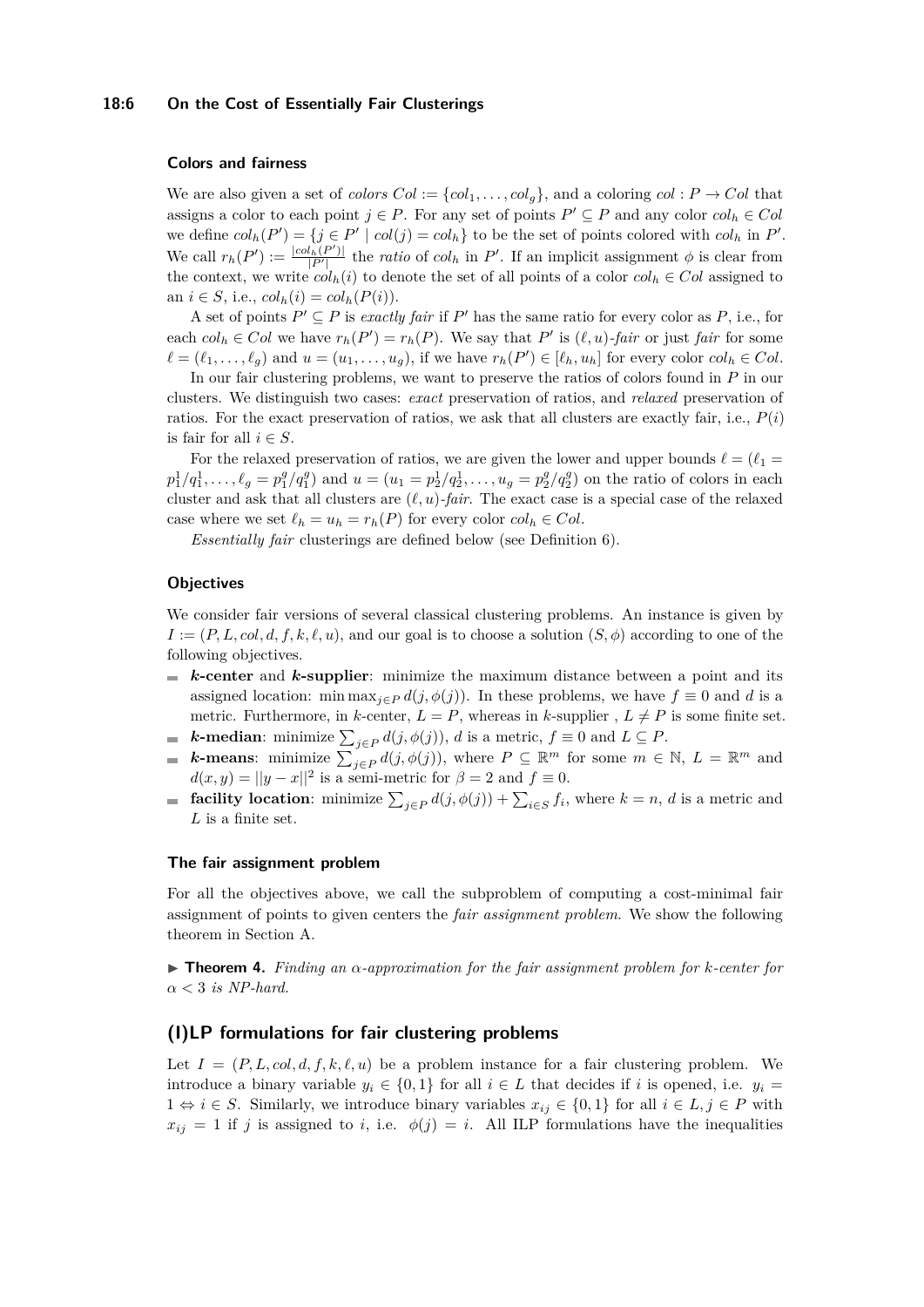### Colors and fairness

We are also given a set of *colors* $Col := \{col_1, \ldots, col_g\}$, and a coloring $col : P \to Col$ that assigns a color to each point $j \in P$. For any set of points $P' \subseteq P$ and any color $col_h \in Col$ we define $col_h(P') = \{j \in P' \mid col(j) = col_h\}$ to be the set of points colored with $col_h$ in $P'$. We call $r_h(P') := \frac{|col_h(P')|}{|P'|}$ the *ratio* of $col_h$ in $P'$. If an implicit assignment $\phi$ is clear from the context, we write $col_h(i)$ to denote the set of all points of a color $col_h \in Col$ assigned to an $i \in S$, i.e., $col_h(i) = col_h(P(i))$.

A set of points $P' \subseteq P$ is *exactly fair* if $P'$ has the same ratio for every color as $P$, i.e., for each $col_h \in Col$ we have $r_h(P') = r_h(P)$. We say that $P'$ is $(\ell, u)$*-fair* or just *fair* for some $\ell = (\ell_1, \ldots, \ell_g)$ and $u = (u_1, \ldots, u_g)$, if we have $r_h(P') \in [\ell_h, u_h]$ for every color $col_h \in Col$.

In our fair clustering problems, we want to preserve the ratios of colors found in $P$ in our clusters. We distinguish two cases: *exact* preservation of ratios, and *relaxed* preservation of ratios. For the exact preservation of ratios, we ask that all clusters are exactly fair, i.e., $P(i)$ is fair for all $i \in S$.

For the relaxed preservation of ratios, we are given the lower and upper bounds $\ell = (\ell_1 = p_1^1/q_1^1, \ldots, \ell_g = p_1^g/q_1^g)$ and $u = (u_1 = p_2^1/q_2^1, \ldots, u_g = p_2^g/q_2^g)$ on the ratio of colors in each cluster and ask that all clusters are $(\ell, u)$*-fair*. The exact case is a special case of the relaxed case where we set $\ell_h = u_h = r_h(P)$ for every color $col_h \in Col$.

*Essentially fair* clusterings are defined below (see Definition 6).

### Objectives

We consider fair versions of several classical clustering problems. An instance is given by $I := (P, L, col, d, f, k, \ell, u)$, and our goal is to choose a solution $(S, \phi)$ according to one of the following objectives.

- ***k*-center** and ***k*-supplier**: minimize the maximum distance between a point and its assigned location: $\min \max_{j \in P} d(j, \phi(j))$. In these problems, we have $f \equiv 0$ and $d$ is a metric. Furthermore, in $k$-center, $L = P$, whereas in $k$-supplier , $L \neq P$ is some finite set.
- ***k*-median**: minimize $\sum_{j \in P} d(j, \phi(j))$, $d$ is a metric, $f \equiv 0$ and $L \subseteq P$.
- ***k*-means**: minimize $\sum_{j \in P} d(j, \phi(j))$, where $P \subseteq \mathbb{R}^m$ for some $m \in \mathbb{N}$, $L = \mathbb{R}^m$ and $d(x, y) = ||y - x||^2$ is a semi-metric for $\beta = 2$ and $f \equiv 0$.
- **facility location**: minimize $\sum_{j \in P} d(j, \phi(j)) + \sum_{i \in S} f_i$, where $k = n$, $d$ is a metric and $L$ is a finite set.

### The fair assignment problem

For all the objectives above, we call the subproblem of computing a cost-minimal fair assignment of points to given centers the *fair assignment problem*. We show the following theorem in Section A.

▶ **Theorem 4.** *Finding an $\alpha$-approximation for the fair assignment problem for $k$-center for $\alpha < 3$ is NP-hard.*

## (I)LP formulations for fair clustering problems

Let $I = (P, L, col, d, f, k, \ell, u)$ be a problem instance for a fair clustering problem. We introduce a binary variable $y_i \in \{0, 1\}$ for all $i \in L$ that decides if $i$ is opened, i.e. $y_i = 1 \Leftrightarrow i \in S$. Similarly, we introduce binary variables $x_{ij} \in \{0, 1\}$ for all $i \in L, j \in P$ with $x_{ij} = 1$ if $j$ is assigned to $i$, i.e. $\phi(j) = i$. All ILP formulations have the inequalities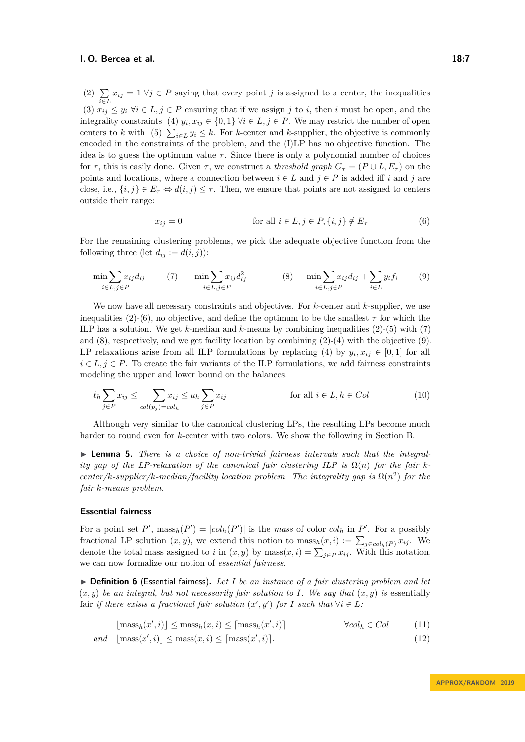(2) $\sum_{i \in L} x_{ij} = 1 \ \forall j \in P$ saying that every point $j$ is assigned to a center, the inequalities (3) $x_{ij} \le y_i \ \forall i \in L, j \in P$ ensuring that if we assign $j$ to $i$, then $i$ must be open, and the integrality constraints (4) $y_i, x_{ij} \in \{0,1\} \ \forall i \in L, j \in P$. We may restrict the number of open centers to $k$ with (5) $\sum_{i \in L} y_i \le k$. For $k$-center and $k$-supplier, the objective is commonly encoded in the constraints of the problem, and the (I)LP has no objective function. The idea is to guess the optimum value $\tau$. Since there is only a polynomial number of choices for $\tau$, this is easily done. Given $\tau$, we construct a *threshold graph* $G_\tau = (P \cup L, E_\tau)$ on the points and locations, where a connection between $i \in L$ and $j \in P$ is added iff $i$ and $j$ are close, i.e., $\{i, j\} \in E_\tau \Leftrightarrow d(i, j) \le \tau$. Then, we ensure that points are not assigned to centers outside their range:

$$x_{ij} = 0 \qquad \text{for all } i \in L, j \in P, \{i, j\} \notin E_\tau \tag{6}$$

For the remaining clustering problems, we pick the adequate objective function from the following three (let $d_{ij} := d(i, j)$):

$$\min \sum_{i \in L, j \in P} x_{ij} d_{ij} \quad (7) \qquad \min \sum_{i \in L, j \in P} x_{ij} d_{ij}^2 \quad (8) \qquad \min \sum_{i \in L, j \in P} x_{ij} d_{ij} + \sum_{i \in L} y_i f_i \quad (9)$$

We now have all necessary constraints and objectives. For $k$-center and $k$-supplier, we use inequalities (2)-(6), no objective, and define the optimum to be the smallest $\tau$ for which the ILP has a solution. We get $k$-median and $k$-means by combining inequalities (2)-(5) with (7) and (8), respectively, and we get facility location by combining (2)-(4) with the objective (9). LP relaxations arise from all ILP formulations by replacing (4) by $y_i, x_{ij} \in [0, 1]$ for all $i \in L, j \in P$. To create the fair variants of the ILP formulations, we add fairness constraints modeling the upper and lower bound on the balances.

$$\ell_h \sum_{j \in P} x_{ij} \le \sum_{col(p_j) = col_h} x_{ij} \le u_h \sum_{j \in P} x_{ij} \qquad \text{for all } i \in L, h \in Col \tag{10}$$

Although very similar to the canonical clustering LPs, the resulting LPs become much harder to round even for $k$-center with two colors. We show the following in Section B.

▶ **Lemma 5.** *There is a choice of non-trivial fairness intervals such that the integrality gap of the LP-relaxation of the canonical fair clustering ILP is $\Omega(n)$ for the fair $k$-center/$k$-supplier/$k$-median/facility location problem. The integrality gap is $\Omega(n^2)$ for the fair $k$-means problem.*

### Essential fairness

For a point set $P'$, $\text{mass}_h(P') = |col_h(P')|$ is the *mass* of color $col_h$ in $P'$. For a possibly fractional LP solution $(x, y)$, we extend this notion to $\text{mass}_h(x, i) := \sum_{j \in col_h(P)} x_{ij}$. We denote the total mass assigned to $i$ in $(x, y)$ by $\text{mass}(x, i) = \sum_{j \in P} x_{ij}$. With this notation, we can now formalize our notion of *essential fairness*.

▶ **Definition 6** (Essential fairness). *Let $I$ be an instance of a fair clustering problem and let $(x, y)$ be an integral, but not necessarily fair solution to $I$. We say that $(x, y)$ is* essentially fair *if there exists a fractional fair solution $(x', y')$ for $I$ such that $\forall i \in L$:*

$$\lfloor \text{mass}_h(x', i) \rfloor \le \text{mass}_h(x, i) \le \lceil \text{mass}_h(x', i) \rceil \qquad \forall col_h \in Col \tag{11}$$

$$\text{and} \quad \lfloor \text{mass}(x', i) \rfloor \le \text{mass}(x, i) \le \lceil \text{mass}(x', i) \rceil. \tag{12}$$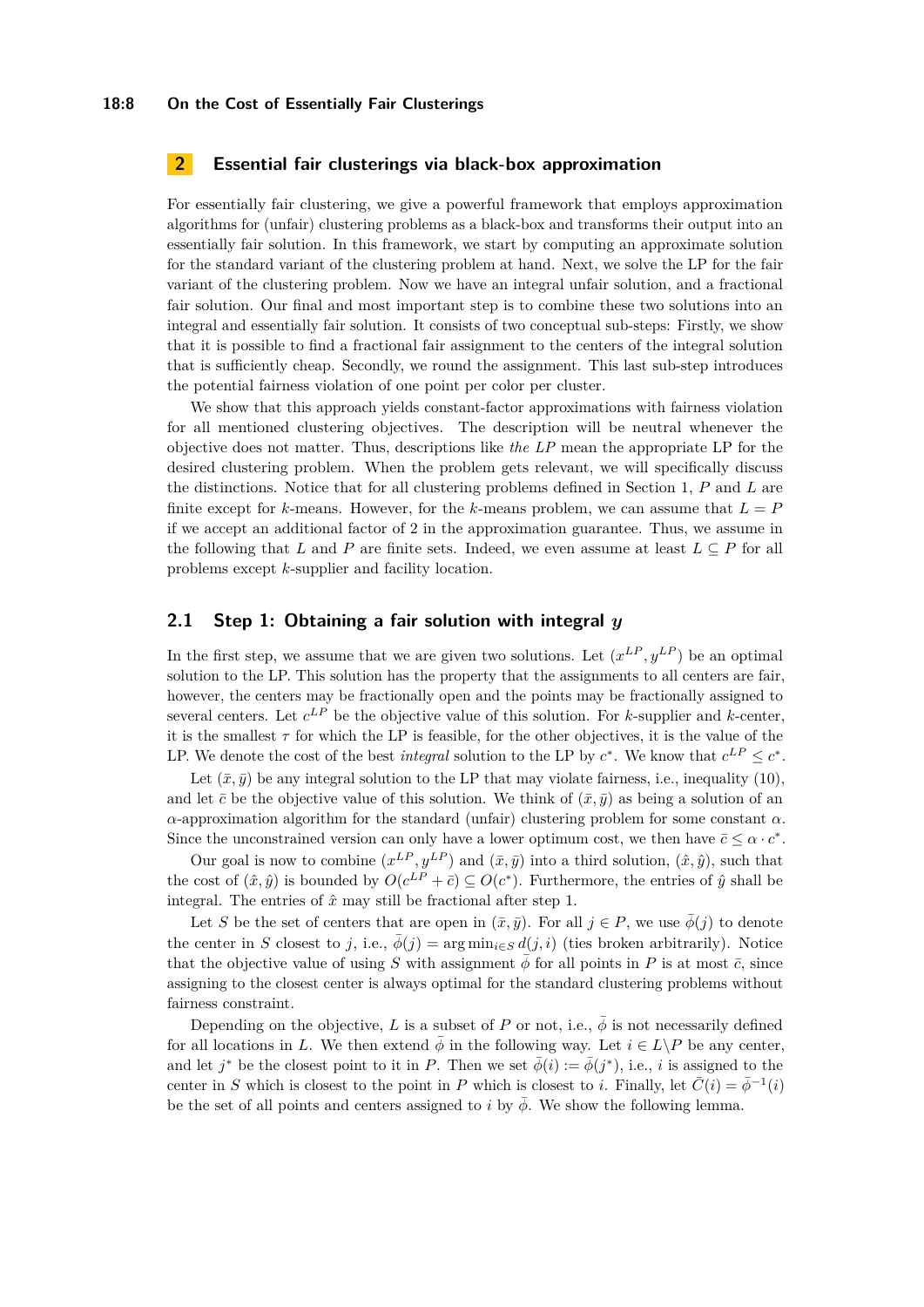## 2 Essential fair clusterings via black-box approximation

For essentially fair clustering, we give a powerful framework that employs approximation algorithms for (unfair) clustering problems as a black-box and transforms their output into an essentially fair solution. In this framework, we start by computing an approximate solution for the standard variant of the clustering problem at hand. Next, we solve the LP for the fair variant of the clustering problem. Now we have an integral unfair solution, and a fractional fair solution. Our final and most important step is to combine these two solutions into an integral and essentially fair solution. It consists of two conceptual sub-steps: Firstly, we show that it is possible to find a fractional fair assignment to the centers of the integral solution that is sufficiently cheap. Secondly, we round the assignment. This last sub-step introduces the potential fairness violation of one point per color per cluster.

We show that this approach yields constant-factor approximations with fairness violation for all mentioned clustering objectives. The description will be neutral whenever the objective does not matter. Thus, descriptions like *the LP* mean the appropriate LP for the desired clustering problem. When the problem gets relevant, we will specifically discuss the distinctions. Notice that for all clustering problems defined in Section 1, $P$ and $L$ are finite except for $k$-means. However, for the $k$-means problem, we can assume that $L = P$ if we accept an additional factor of 2 in the approximation guarantee. Thus, we assume in the following that $L$ and $P$ are finite sets. Indeed, we even assume at least $L \subseteq P$ for all problems except $k$-supplier and facility location.

### 2.1 Step 1: Obtaining a fair solution with integral $y$

In the first step, we assume that we are given two solutions. Let $(x^{LP}, y^{LP})$ be an optimal solution to the LP. This solution has the property that the assignments to all centers are fair, however, the centers may be fractionally open and the points may be fractionally assigned to several centers. Let $c^{LP}$ be the objective value of this solution. For $k$-supplier and $k$-center, it is the smallest $\tau$ for which the LP is feasible, for the other objectives, it is the value of the LP. We denote the cost of the best *integral* solution to the LP by $c^*$. We know that $c^{LP} \leq c^*$.

Let $(\bar{x}, \bar{y})$ be any integral solution to the LP that may violate fairness, i.e., inequality (10), and let $\bar{c}$ be the objective value of this solution. We think of $(\bar{x}, \bar{y})$ as being a solution of an $\alpha$-approximation algorithm for the standard (unfair) clustering problem for some constant $\alpha$. Since the unconstrained version can only have a lower optimum cost, we then have $\bar{c} \leq \alpha \cdot c^*$.

Our goal is now to combine $(x^{LP}, y^{LP})$ and $(\bar{x}, \bar{y})$ into a third solution, $(\hat{x}, \hat{y})$, such that the cost of $(\hat{x}, \hat{y})$ is bounded by $O(c^{LP} + \bar{c}) \subseteq O(c^*)$. Furthermore, the entries of $\hat{y}$ shall be integral. The entries of $\hat{x}$ may still be fractional after step 1.

Let $S$ be the set of centers that are open in $(\bar{x}, \bar{y})$. For all $j \in P$, we use $\bar{\phi}(j)$ to denote the center in $S$ closest to $j$, i.e., $\bar{\phi}(j) = \arg\min_{i \in S} d(j, i)$ (ties broken arbitrarily). Notice that the objective value of using $S$ with assignment $\bar{\phi}$ for all points in $P$ is at most $\bar{c}$, since assigning to the closest center is always optimal for the standard clustering problems without fairness constraint.

Depending on the objective, $L$ is a subset of $P$ or not, i.e., $\bar{\phi}$ is not necessarily defined for all locations in $L$. We then extend $\bar{\phi}$ in the following way. Let $i \in L \backslash P$ be any center, and let $j^*$ be the closest point to it in $P$. Then we set $\bar{\phi}(i) := \bar{\phi}(j^*)$, i.e., $i$ is assigned to the center in $S$ which is closest to the point in $P$ which is closest to $i$. Finally, let $\bar{C}(i) = \bar{\phi}^{-1}(i)$ be the set of all points and centers assigned to $i$ by $\bar{\phi}$. We show the following lemma.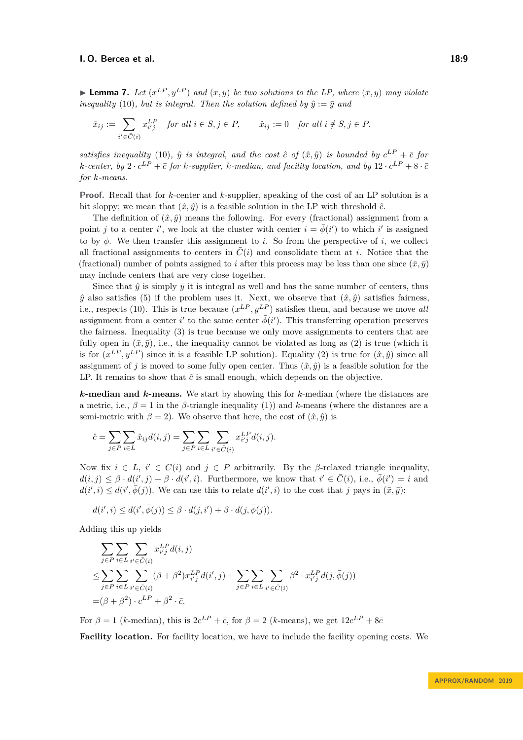▶ **Lemma 7.** *Let $(x^{LP}, y^{LP})$ and $(\bar{x}, \bar{y})$ be two solutions to the LP, where $(\bar{x}, \bar{y})$ may violate inequality* (10)*, but is integral. Then the solution defined by $\hat{y} := \bar{y}$ and*

$$\hat{x}_{ij} := \sum_{i' \in \bar{C}(i)} x^{LP}_{i'j} \quad \text{for all } i \in S, j \in P, \qquad \hat{x}_{ij} := 0 \quad \text{for all } i \notin S, j \in P.$$

*satisfies inequality* (10)*, $\hat{y}$ is integral, and the cost $\hat{c}$ of $(\hat{x}, \hat{y})$ is bounded by $c^{LP} + \bar{c}$ for $k$-center, by $2 \cdot c^{LP} + \bar{c}$ for $k$-supplier, $k$-median, and facility location, and by $12 \cdot c^{LP} + 8 \cdot \bar{c}$ for $k$-means.*

**Proof.** Recall that for $k$-center and $k$-supplier, speaking of the cost of an LP solution is a bit sloppy; we mean that $(\hat{x}, \hat{y})$ is a feasible solution in the LP with threshold $\hat{c}$.

The definition of $(\hat{x}, \hat{y})$ means the following. For every (fractional) assignment from a point $j$ to a center $i'$, we look at the cluster with center $i = \bar{\phi}(i')$ to which $i'$ is assigned to by $\bar{\phi}$. We then transfer this assignment to $i$. So from the perspective of $i$, we collect all fractional assignments to centers in $\bar{C}(i)$ and consolidate them at $i$. Notice that the (fractional) number of points assigned to $i$ after this process may be less than one since $(\bar{x}, \bar{y})$ may include centers that are very close together.

Since that $\hat{y}$ is simply $\bar{y}$ it is integral as well and has the same number of centers, thus $\hat{y}$ also satisfies (5) if the problem uses it. Next, we observe that $(\hat{x}, \hat{y})$ satisfies fairness, i.e., respects (10). This is true because $(x^{LP}, y^{LP})$ satisfies them, and because we move *all* assignment from a center $i'$ to the same center $\bar{\phi}(i')$. This transferring operation preserves the fairness. Inequality (3) is true because we only move assignments to centers that are fully open in $(\bar{x}, \bar{y})$, i.e., the inequality cannot be violated as long as (2) is true (which it is for $(x^{LP}, y^{LP})$ since it is a feasible LP solution). Equality (2) is true for $(\hat{x}, \hat{y})$ since all assignment of $j$ is moved to some fully open center. Thus $(\hat{x}, \hat{y})$ is a feasible solution for the LP. It remains to show that $\hat{c}$ is small enough, which depends on the objective.

***k*-median and *k*-means.** We start by showing this for $k$-median (where the distances are a metric, i.e., $\beta = 1$ in the $\beta$-triangle inequality (1)) and $k$-means (where the distances are a semi-metric with $\beta = 2$). We observe that here, the cost of $(\hat{x}, \hat{y})$ is

$$\hat{c} = \sum_{j \in P} \sum_{i \in L} \hat{x}_{ij} d(i,j) = \sum_{j \in P} \sum_{i \in L} \sum_{i' \in \bar{C}(i)} x^{LP}_{i'j} d(i,j).$$

Now fix $i \in L$, $i' \in \bar{C}(i)$ and $j \in P$ arbitrarily. By the $\beta$-relaxed triangle inequality, $d(i,j) \leq \beta \cdot d(i',j) + \beta \cdot d(i',i)$. Furthermore, we know that $i' \in \bar{C}(i)$, i.e., $\bar{\phi}(i') = i$ and $d(i',i) \leq d(i', \bar{\phi}(j))$. We can use this to relate $d(i',i)$ to the cost that $j$ pays in $(\bar{x}, \bar{y})$:

$$d(i',i) \leq d(i', \bar{\phi}(j)) \leq \beta \cdot d(j,i') + \beta \cdot d(j, \bar{\phi}(j)).$$

Adding this up yields

$$\begin{aligned}
&\sum_{j \in P} \sum_{i \in L} \sum_{i' \in \bar{C}(i)} x^{LP}_{i'j} d(i,j) \\
\leq &\sum_{j \in P} \sum_{i \in L} \sum_{i' \in \bar{C}(i)} (\beta + \beta^2) x^{LP}_{i'j} d(i',j) + \sum_{j \in P} \sum_{i \in L} \sum_{i' \in \bar{C}(i)} \beta^2 \cdot x^{LP}_{i'j} d(j, \bar{\phi}(j)) \\
= &(\beta + \beta^2) \cdot c^{LP} + \beta^2 \cdot \bar{c}.
\end{aligned}$$

For $\beta = 1$ ($k$-median), this is $2c^{LP} + \bar{c}$, for $\beta = 2$ ($k$-means), we get $12c^{LP} + 8\bar{c}$

**Facility location.** For facility location, we have to include the facility opening costs. We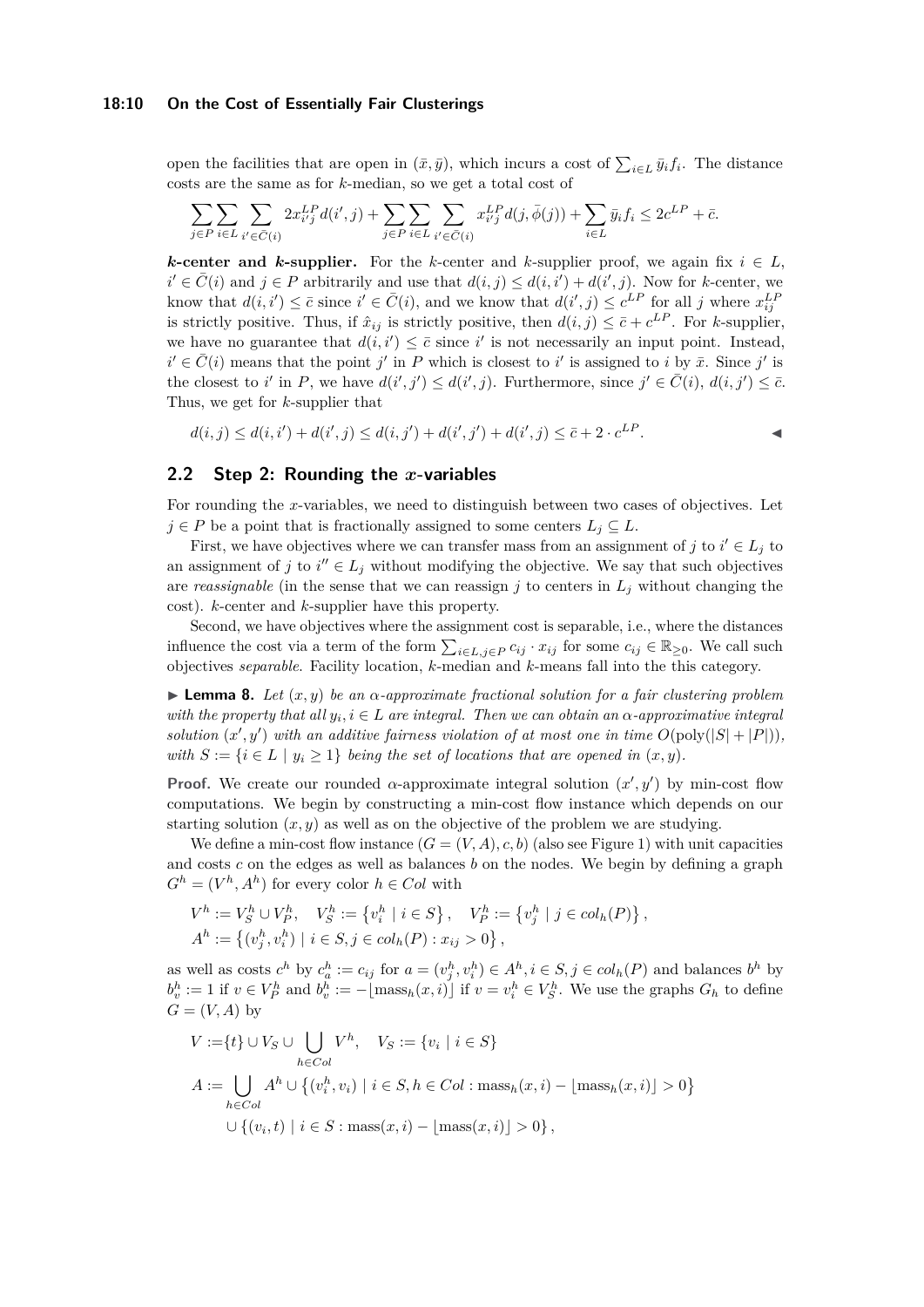open the facilities that are open in $(\bar{x}, \bar{y})$, which incurs a cost of $\sum_{i \in L} \bar{y}_i f_i$. The distance costs are the same as for $k$-median, so we get a total cost of

$$\sum_{j \in P} \sum_{i \in L} \sum_{i' \in \bar{C}(i)} 2x_{i'j}^{LP} d(i', j) + \sum_{j \in P} \sum_{i \in L} \sum_{i' \in \bar{C}(i)} x_{i'j}^{LP} d(j, \bar{\phi}(j)) + \sum_{i \in L} \bar{y}_i f_i \leq 2c^{LP} + \bar{c}.$$

***k*-center and *k*-supplier.** For the $k$-center and $k$-supplier proof, we again fix $i \in L$, $i' \in \bar{C}(i)$ and $j \in P$ arbitrarily and use that $d(i,j) \leq d(i,i') + d(i',j)$. Now for $k$-center, we know that $d(i,i') \leq \bar{c}$ since $i' \in \bar{C}(i)$, and we know that $d(i',j) \leq c^{LP}$ for all $j$ where $x_{ij}^{LP}$ is strictly positive. Thus, if $\hat{x}_{ij}$ is strictly positive, then $d(i,j) \leq \bar{c} + c^{LP}$. For $k$-supplier, we have no guarantee that $d(i,i') \leq \bar{c}$ since $i'$ is not necessarily an input point. Instead, $i' \in \bar{C}(i)$ means that the point $j'$ in $P$ which is closest to $i'$ is assigned to $i$ by $\bar{x}$. Since $j'$ is the closest to $i'$ in $P$, we have $d(i',j') \leq d(i',j)$. Furthermore, since $j' \in \bar{C}(i)$, $d(i,j') \leq \bar{c}$. Thus, we get for $k$-supplier that

$$d(i,j) \leq d(i,i') + d(i',j) \leq d(i,j') + d(i',j') + d(i',j) \leq \bar{c} + 2 \cdot c^{LP}. \qquad \blacktriangleleft$$

## 2.2 Step 2: Rounding the $x$-variables

For rounding the $x$-variables, we need to distinguish between two cases of objectives. Let $j \in P$ be a point that is fractionally assigned to some centers $L_j \subseteq L$.

First, we have objectives where we can transfer mass from an assignment of $j$ to $i' \in L_j$ to an assignment of $j$ to $i'' \in L_j$ without modifying the objective. We say that such objectives are *reassignable* (in the sense that we can reassign $j$ to centers in $L_j$ without changing the cost). $k$-center and $k$-supplier have this property.

Second, we have objectives where the assignment cost is separable, i.e., where the distances influence the cost via a term of the form $\sum_{i \in L, j \in P} c_{ij} \cdot x_{ij}$ for some $c_{ij} \in \mathbb{R}_{\geq 0}$. We call such objectives *separable*. Facility location, $k$-median and $k$-means fall into the this category.

▶ **Lemma 8.** *Let $(x,y)$ be an $\alpha$-approximate fractional solution for a fair clustering problem with the property that all $y_i, i \in L$ are integral. Then we can obtain an $\alpha$-approximative integral solution $(x',y')$ with an additive fairness violation of at most one in time $O(\mathrm{poly}(|S|+|P|))$, with $S := \{i \in L \mid y_i \geq 1\}$ being the set of locations that are opened in $(x,y)$.*

**Proof.** We create our rounded $\alpha$-approximate integral solution $(x',y')$ by min-cost flow computations. We begin by constructing a min-cost flow instance which depends on our starting solution $(x,y)$ as well as on the objective of the problem we are studying.

We define a min-cost flow instance $(G = (V,A), c, b)$ (also see Figure 1) with unit capacities and costs $c$ on the edges as well as balances $b$ on the nodes. We begin by defining a graph $G^h = (V^h, A^h)$ for every color $h \in Col$ with

$$V^h := V_S^h \cup V_P^h, \quad V_S^h := \left\{ v_i^h \mid i \in S \right\}, \quad V_P^h := \left\{ v_j^h \mid j \in col_h(P) \right\},$$
$$A^h := \left\{ (v_j^h, v_i^h) \mid i \in S, j \in col_h(P) : x_{ij} > 0 \right\},$$

as well as costs $c^h$ by $c_a^h := c_{ij}$ for $a = (v_j^h, v_i^h) \in A^h, i \in S, j \in col_h(P)$ and balances $b^h$ by $b_v^h := 1$ if $v \in V_P^h$ and $b_v^h := -\lfloor \mathrm{mass}_h(x,i) \rfloor$ if $v = v_i^h \in V_S^h$. We use the graphs $G_h$ to define $G = (V,A)$ by

$$V := \{t\} \cup V_S \cup \bigcup_{h \in Col} V^h, \quad V_S := \{v_i \mid i \in S\}$$
$$A := \bigcup_{h \in Col} A^h \cup \left\{ (v_i^h, v_i) \mid i \in S, h \in Col : \mathrm{mass}_h(x,i) - \lfloor \mathrm{mass}_h(x,i) \rfloor > 0 \right\}$$
$$\cup \left\{ (v_i, t) \mid i \in S : \mathrm{mass}(x,i) - \lfloor \mathrm{mass}(x,i) \rfloor > 0 \right\},$$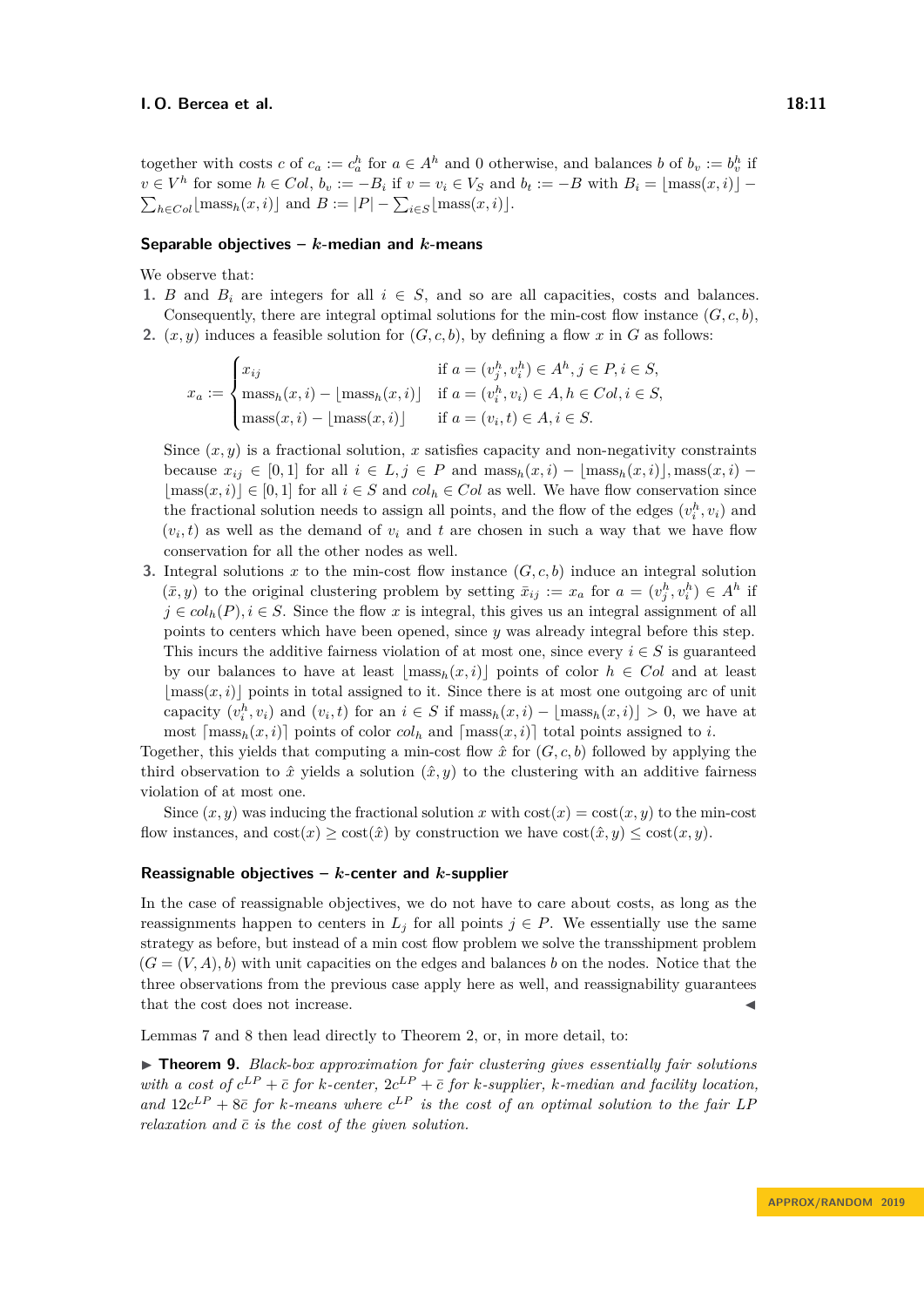together with costs $c$ of $c_a := c_a^h$ for $a \in A^h$ and 0 otherwise, and balances $b$ of $b_v := b_v^h$ if $v \in V^h$ for some $h \in Col$, $b_v := -B_i$ if $v = v_i \in V_S$ and $b_t := -B$ with $B_i = \lfloor \text{mass}(x,i) \rfloor - \sum_{h \in Col} \lfloor \text{mass}_h(x,i) \rfloor$ and $B := |P| - \sum_{i \in S} \lfloor \text{mass}(x,i) \rfloor$.

### Separable objectives – $k$-median and $k$-means

We observe that:

1. $B$ and $B_i$ are integers for all $i \in S$, and so are all capacities, costs and balances. Consequently, there are integral optimal solutions for the min-cost flow instance $(G, c, b)$,
2. $(x, y)$ induces a feasible solution for $(G, c, b)$, by defining a flow $x$ in $G$ as follows:

$$x_a := \begin{cases} x_{ij} & \text{if } a = (v_j^h, v_i^h) \in A^h, j \in P, i \in S, \\ \text{mass}_h(x,i) - \lfloor \text{mass}_h(x,i) \rfloor & \text{if } a = (v_i^h, v_i) \in A, h \in Col, i \in S, \\ \text{mass}(x,i) - \lfloor \text{mass}(x,i) \rfloor & \text{if } a = (v_i, t) \in A, i \in S. \end{cases}$$

   Since $(x, y)$ is a fractional solution, $x$ satisfies capacity and non-negativity constraints because $x_{ij} \in [0,1]$ for all $i \in L, j \in P$ and $\text{mass}_h(x,i) - \lfloor \text{mass}_h(x,i) \rfloor, \text{mass}(x,i) - \lfloor \text{mass}(x,i) \rfloor \in [0,1]$ for all $i \in S$ and $col_h \in Col$ as well. We have flow conservation since the fractional solution needs to assign all points, and the flow of the edges $(v_i^h, v_i)$ and $(v_i, t)$ as well as the demand of $v_i$ and $t$ are chosen in such a way that we have flow conservation for all the other nodes as well.
3. Integral solutions $x$ to the min-cost flow instance $(G, c, b)$ induce an integral solution $(\bar{x}, y)$ to the original clustering problem by setting $\bar{x}_{ij} := x_a$ for $a = (v_j^h, v_i^h) \in A^h$ if $j \in col_h(P), i \in S$. Since the flow $x$ is integral, this gives us an integral assignment of all points to centers which have been opened, since $y$ was already integral before this step. This incurs the additive fairness violation of at most one, since every $i \in S$ is guaranteed by our balances to have at least $\lfloor \text{mass}_h(x,i) \rfloor$ points of color $h \in Col$ and at least $\lfloor \text{mass}(x,i) \rfloor$ points in total assigned to it. Since there is at most one outgoing arc of unit capacity $(v_i^h, v_i)$ and $(v_i, t)$ for an $i \in S$ if $\text{mass}_h(x,i) - \lfloor \text{mass}_h(x,i) \rfloor > 0$, we have at most $\lceil \text{mass}_h(x,i) \rceil$ points of color $col_h$ and $\lceil \text{mass}(x,i) \rceil$ total points assigned to $i$.

Together, this yields that computing a min-cost flow $\hat{x}$ for $(G, c, b)$ followed by applying the third observation to $\hat{x}$ yields a solution $(\hat{x}, y)$ to the clustering with an additive fairness violation of at most one.

Since $(x, y)$ was inducing the fractional solution $x$ with $\text{cost}(x) = \text{cost}(x, y)$ to the min-cost flow instances, and $\text{cost}(x) \geq \text{cost}(\hat{x})$ by construction we have $\text{cost}(\hat{x}, y) \leq \text{cost}(x, y)$.

### Reassignable objectives – $k$-center and $k$-supplier

In the case of reassignable objectives, we do not have to care about costs, as long as the reassignments happen to centers in $L_j$ for all points $j \in P$. We essentially use the same strategy as before, but instead of a min cost flow problem we solve the transshipment problem $(G = (V, A), b)$ with unit capacities on the edges and balances $b$ on the nodes. Notice that the three observations from the previous case apply here as well, and reassignability guarantees that the cost does not increase. ◀

Lemmas 7 and 8 then lead directly to Theorem 2, or, in more detail, to:

▶ **Theorem 9.** *Black-box approximation for fair clustering gives essentially fair solutions with a cost of $c^{LP} + \bar{c}$ for $k$-center, $2c^{LP} + \bar{c}$ for $k$-supplier, $k$-median and facility location, and $12c^{LP} + 8\bar{c}$ for $k$-means where $c^{LP}$ is the cost of an optimal solution to the fair LP relaxation and $\bar{c}$ is the cost of the given solution.*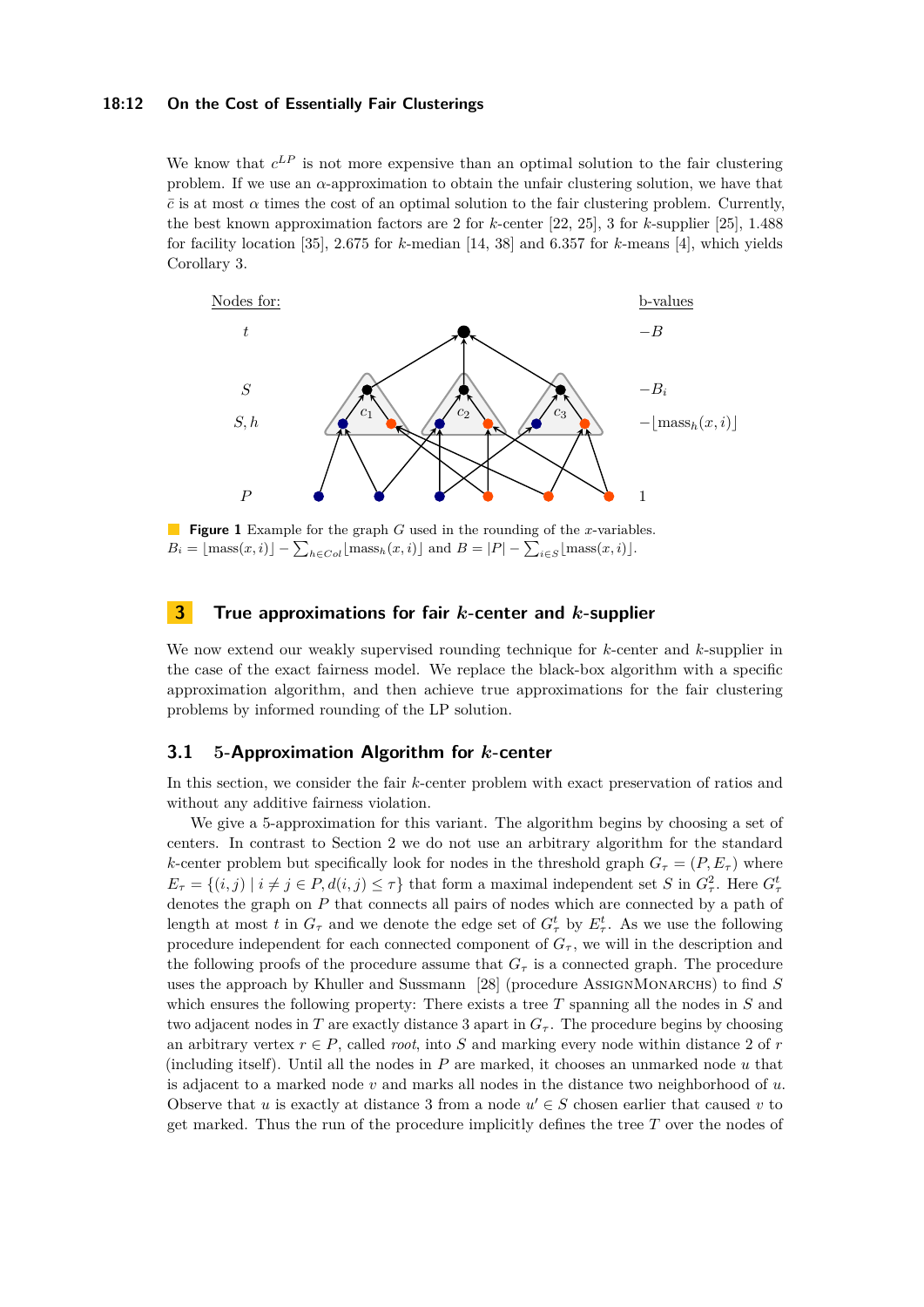We know that $c^{LP}$ is not more expensive than an optimal solution to the fair clustering problem. If we use an $\alpha$-approximation to obtain the unfair clustering solution, we have that $\bar{c}$ is at most $\alpha$ times the cost of an optimal solution to the fair clustering problem. Currently, the best known approximation factors are 2 for $k$-center [22, 25], 3 for $k$-supplier [25], 1.488 for facility location [35], 2.675 for $k$-median [14, 38] and 6.357 for $k$-means [4], which yields Corollary 3.

**Figure 1** Example for the graph $G$ used in the rounding of the $x$-variables. $B_i = \lfloor \text{mass}(x,i) \rfloor - \sum_{h \in Col} \lfloor \text{mass}_h(x,i) \rfloor$ and $B = |P| - \sum_{i \in S} \lfloor \text{mass}(x,i) \rfloor$.

## 3 True approximations for fair $k$-center and $k$-supplier

We now extend our weakly supervised rounding technique for $k$-center and $k$-supplier in the case of the exact fairness model. We replace the black-box algorithm with a specific approximation algorithm, and then achieve true approximations for the fair clustering problems by informed rounding of the LP solution.

### 3.1 5-Approximation Algorithm for $k$-center

In this section, we consider the fair $k$-center problem with exact preservation of ratios and without any additive fairness violation.

We give a 5-approximation for this variant. The algorithm begins by choosing a set of centers. In contrast to Section 2 we do not use an arbitrary algorithm for the standard $k$-center problem but specifically look for nodes in the threshold graph $G_\tau = (P, E_\tau)$ where $E_\tau = \{(i,j) \mid i \neq j \in P, d(i,j) \leq \tau\}$ that form a maximal independent set $S$ in $G_\tau^2$. Here $G_\tau^t$ denotes the graph on $P$ that connects all pairs of nodes which are connected by a path of length at most $t$ in $G_\tau$ and we denote the edge set of $G_\tau^t$ by $E_\tau^t$. As we use the following procedure independent for each connected component of $G_\tau$, we will in the description and the following proofs of the procedure assume that $G_\tau$ is a connected graph. The procedure uses the approach by Khuller and Sussmann [28] (procedure AssignMonarchs) to find $S$ which ensures the following property: There exists a tree $T$ spanning all the nodes in $S$ and two adjacent nodes in $T$ are exactly distance 3 apart in $G_\tau$. The procedure begins by choosing an arbitrary vertex $r \in P$, called *root*, into $S$ and marking every node within distance 2 of $r$ (including itself). Until all the nodes in $P$ are marked, it chooses an unmarked node $u$ that is adjacent to a marked node $v$ and marks all nodes in the distance two neighborhood of $u$. Observe that $u$ is exactly at distance 3 from a node $u' \in S$ chosen earlier that caused $v$ to get marked. Thus the run of the procedure implicitly defines the tree $T$ over the nodes of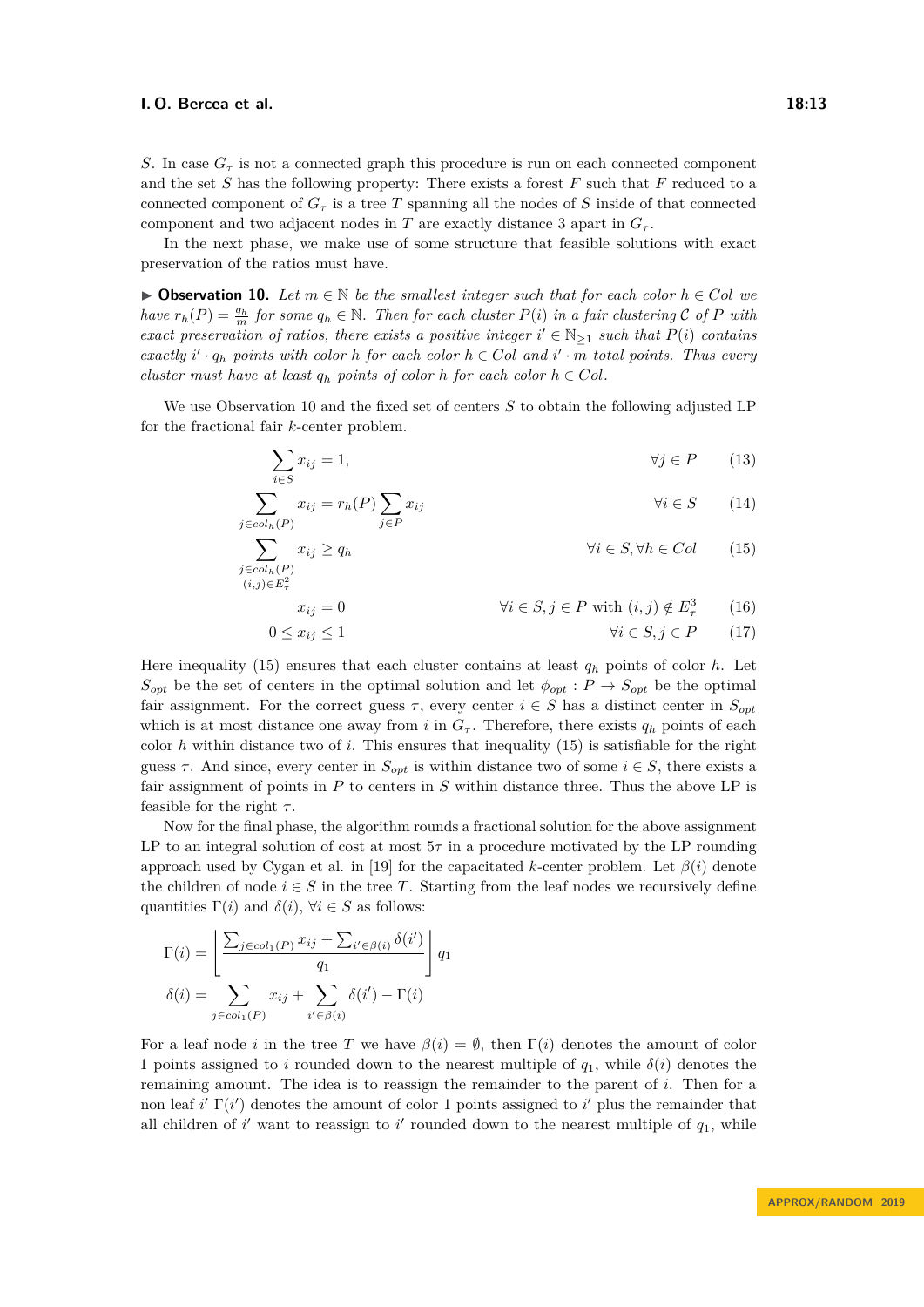$S$. In case $G_\tau$ is not a connected graph this procedure is run on each connected component and the set $S$ has the following property: There exists a forest $F$ such that $F$ reduced to a connected component of $G_\tau$ is a tree $T$ spanning all the nodes of $S$ inside of that connected component and two adjacent nodes in $T$ are exactly distance 3 apart in $G_\tau$.

In the next phase, we make use of some structure that feasible solutions with exact preservation of the ratios must have.

▶ **Observation 10.** *Let $m \in \mathbb{N}$ be the smallest integer such that for each color $h \in Col$ we have $r_h(P) = \frac{q_h}{m}$ for some $q_h \in \mathbb{N}$. Then for each cluster $P(i)$ in a fair clustering $\mathcal{C}$ of $P$ with exact preservation of ratios, there exists a positive integer $i' \in \mathbb{N}_{\geq 1}$ such that $P(i)$ contains exactly $i' \cdot q_h$ points with color $h$ for each color $h \in Col$ and $i' \cdot m$ total points. Thus every cluster must have at least $q_h$ points of color $h$ for each color $h \in Col$.*

We use Observation 10 and the fixed set of centers $S$ to obtain the following adjusted LP for the fractional fair $k$-center problem.

$$\sum_{i \in S} x_{ij} = 1, \qquad \forall j \in P \tag{13}$$

$$\sum_{j \in col_h(P)} x_{ij} = r_h(P) \sum_{j \in P} x_{ij} \qquad \forall i \in S \tag{14}$$

$$\sum_{\substack{j \in col_h(P) \\ (i,j) \in E_\tau^2}} x_{ij} \geq q_h \qquad \forall i \in S, \forall h \in Col \tag{15}$$

$$x_{ij} = 0 \qquad \forall i \in S, j \in P \text{ with } (i,j) \notin E_\tau^3 \tag{16}$$

$$0 \leq x_{ij} \leq 1 \qquad \forall i \in S, j \in P \tag{17}$$

Here inequality (15) ensures that each cluster contains at least $q_h$ points of color $h$. Let $S_{opt}$ be the set of centers in the optimal solution and let $\phi_{opt} : P \to S_{opt}$ be the optimal fair assignment. For the correct guess $\tau$, every center $i \in S$ has a distinct center in $S_{opt}$ which is at most distance one away from $i$ in $G_\tau$. Therefore, there exists $q_h$ points of each color $h$ within distance two of $i$. This ensures that inequality (15) is satisfiable for the right guess $\tau$. And since, every center in $S_{opt}$ is within distance two of some $i \in S$, there exists a fair assignment of points in $P$ to centers in $S$ within distance three. Thus the above LP is feasible for the right $\tau$.

Now for the final phase, the algorithm rounds a fractional solution for the above assignment LP to an integral solution of cost at most $5\tau$ in a procedure motivated by the LP rounding approach used by Cygan et al. in [19] for the capacitated $k$-center problem. Let $\beta(i)$ denote the children of node $i \in S$ in the tree $T$. Starting from the leaf nodes we recursively define quantities $\Gamma(i)$ and $\delta(i)$, $\forall i \in S$ as follows:

$$\Gamma(i) = \left\lfloor \frac{\sum_{j \in col_1(P)} x_{ij} + \sum_{i' \in \beta(i)} \delta(i')}{q_1} \right\rfloor q_1$$

$$\delta(i) = \sum_{j \in col_1(P)} x_{ij} + \sum_{i' \in \beta(i)} \delta(i') - \Gamma(i)$$

For a leaf node $i$ in the tree $T$ we have $\beta(i) = \emptyset$, then $\Gamma(i)$ denotes the amount of color 1 points assigned to $i$ rounded down to the nearest multiple of $q_1$, while $\delta(i)$ denotes the remaining amount. The idea is to reassign the remainder to the parent of $i$. Then for a non leaf $i'$ $\Gamma(i')$ denotes the amount of color 1 points assigned to $i'$ plus the remainder that all children of $i'$ want to reassign to $i'$ rounded down to the nearest multiple of $q_1$, while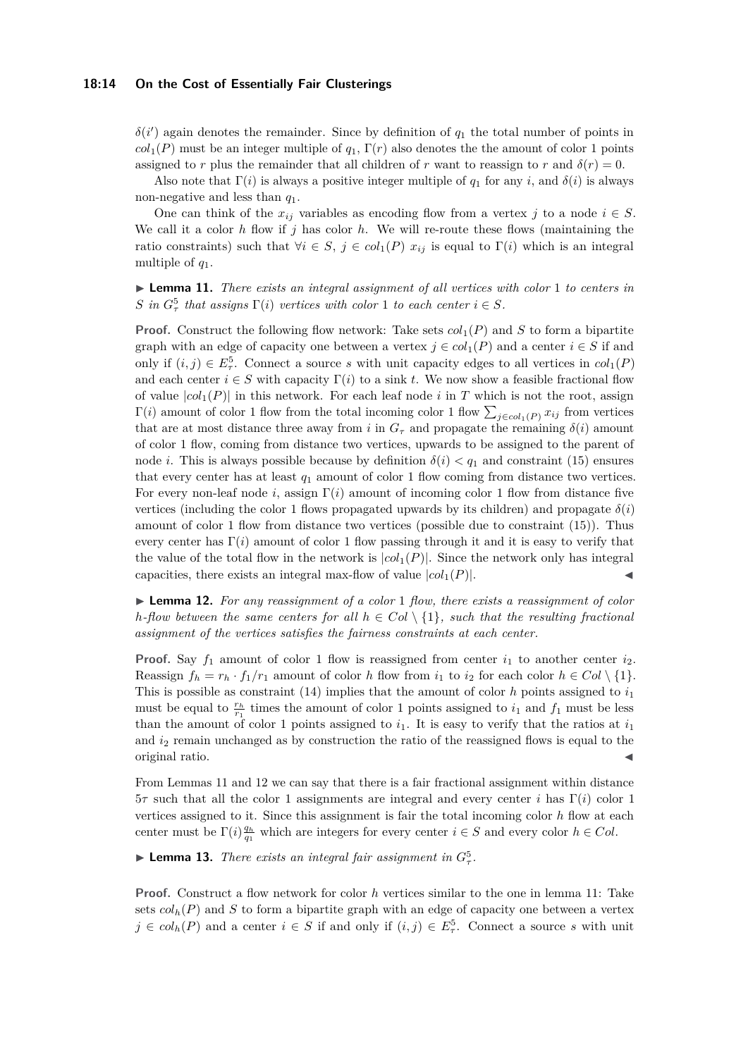$\delta(i')$ again denotes the remainder. Since by definition of $q_1$ the total number of points in $col_1(P)$ must be an integer multiple of $q_1$, $\Gamma(r)$ also denotes the the amount of color 1 points assigned to $r$ plus the remainder that all children of $r$ want to reassign to $r$ and $\delta(r) = 0$.

Also note that $\Gamma(i)$ is always a positive integer multiple of $q_1$ for any $i$, and $\delta(i)$ is always non-negative and less than $q_1$.

One can think of the $x_{ij}$ variables as encoding flow from a vertex $j$ to a node $i \in S$. We call it a color $h$ flow if $j$ has color $h$. We will re-route these flows (maintaining the ratio constraints) such that $\forall i \in S$, $j \in col_1(P)$ $x_{ij}$ is equal to $\Gamma(i)$ which is an integral multiple of $q_1$.

▶ **Lemma 11.** *There exists an integral assignment of all vertices with color 1 to centers in $S$ in $G_\tau^5$ that assigns $\Gamma(i)$ vertices with color 1 to each center $i \in S$.*

**Proof.** Construct the following flow network: Take sets $col_1(P)$ and $S$ to form a bipartite graph with an edge of capacity one between a vertex $j \in col_1(P)$ and a center $i \in S$ if and only if $(i, j) \in E_\tau^5$. Connect a source $s$ with unit capacity edges to all vertices in $col_1(P)$ and each center $i \in S$ with capacity $\Gamma(i)$ to a sink $t$. We now show a feasible fractional flow of value $|col_1(P)|$ in this network. For each leaf node $i$ in $T$ which is not the root, assign $\Gamma(i)$ amount of color 1 flow from the total incoming color 1 flow $\sum_{j \in col_1(P)} x_{ij}$ from vertices that are at most distance three away from $i$ in $G_\tau$ and propagate the remaining $\delta(i)$ amount of color 1 flow, coming from distance two vertices, upwards to be assigned to the parent of node $i$. This is always possible because by definition $\delta(i) < q_1$ and constraint (15) ensures that every center has at least $q_1$ amount of color 1 flow coming from distance two vertices. For every non-leaf node $i$, assign $\Gamma(i)$ amount of incoming color 1 flow from distance five vertices (including the color 1 flows propagated upwards by its children) and propagate $\delta(i)$ amount of color 1 flow from distance two vertices (possible due to constraint (15)). Thus every center has $\Gamma(i)$ amount of color 1 flow passing through it and it is easy to verify that the value of the total flow in the network is $|col_1(P)|$. Since the network only has integral capacities, there exists an integral max-flow of value $|col_1(P)|$. ◀

▶ **Lemma 12.** *For any reassignment of a color 1 flow, there exists a reassignment of color $h$-flow between the same centers for all $h \in Col \setminus \{1\}$, such that the resulting fractional assignment of the vertices satisfies the fairness constraints at each center.*

**Proof.** Say $f_1$ amount of color 1 flow is reassigned from center $i_1$ to another center $i_2$. Reassign $f_h = r_h \cdot f_1/r_1$ amount of color $h$ flow from $i_1$ to $i_2$ for each color $h \in Col \setminus \{1\}$. This is possible as constraint (14) implies that the amount of color $h$ points assigned to $i_1$ must be equal to $\frac{r_h}{r_1}$ times the amount of color 1 points assigned to $i_1$ and $f_1$ must be less than the amount of color 1 points assigned to $i_1$. It is easy to verify that the ratios at $i_1$ and $i_2$ remain unchanged as by construction the ratio of the reassigned flows is equal to the original ratio. ◀

From Lemmas 11 and 12 we can say that there is a fair fractional assignment within distance $5\tau$ such that all the color 1 assignments are integral and every center $i$ has $\Gamma(i)$ color 1 vertices assigned to it. Since this assignment is fair the total incoming color $h$ flow at each center must be $\Gamma(i)\frac{q_h}{q_1}$ which are integers for every center $i \in S$ and every color $h \in Col$.

▶ **Lemma 13.** *There exists an integral fair assignment in $G_\tau^5$.*

**Proof.** Construct a flow network for color $h$ vertices similar to the one in lemma 11: Take sets $col_h(P)$ and $S$ to form a bipartite graph with an edge of capacity one between a vertex $j \in col_h(P)$ and a center $i \in S$ if and only if $(i, j) \in E_\tau^5$. Connect a source $s$ with unit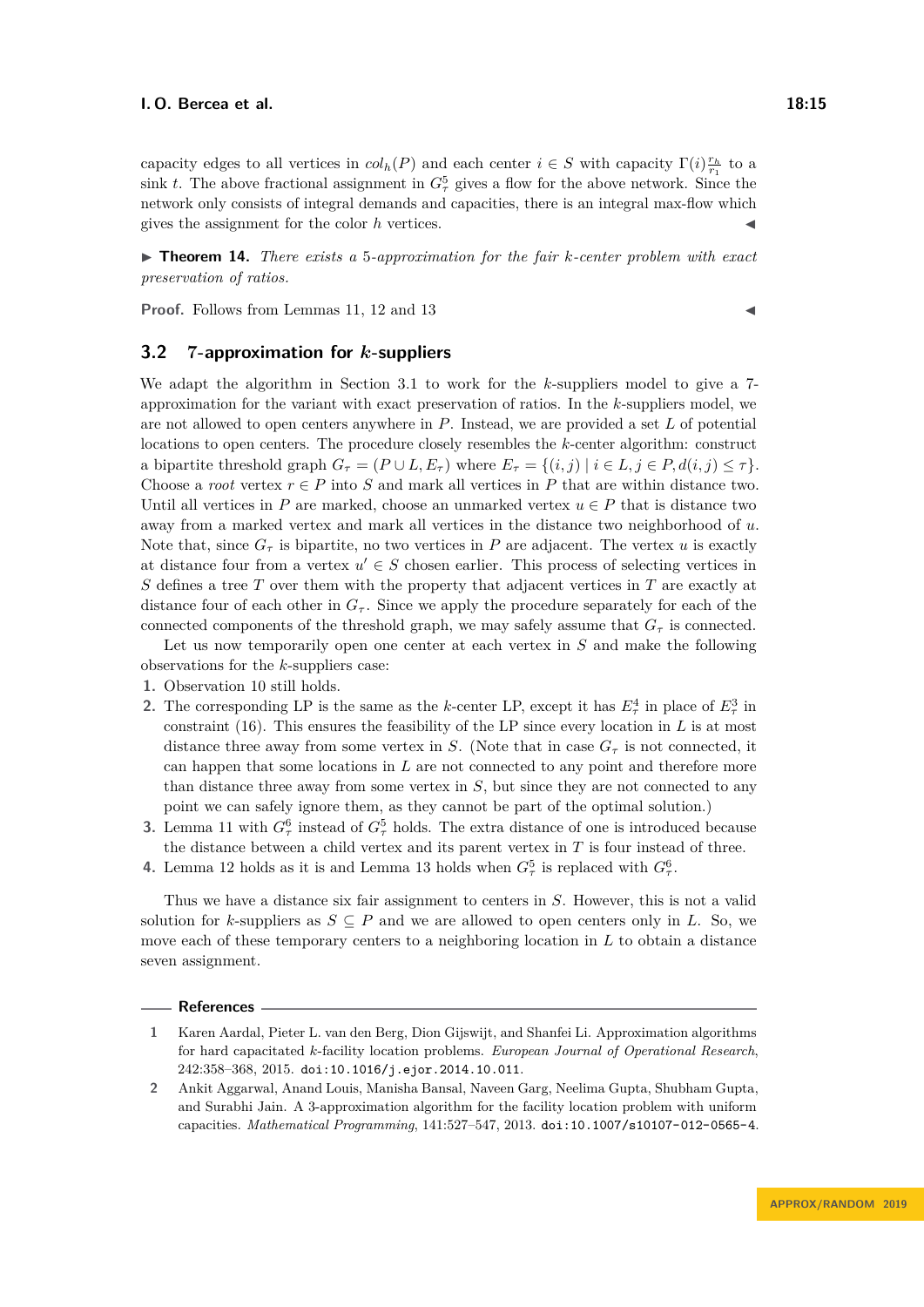capacity edges to all vertices in $col_h(P)$ and each center $i \in S$ with capacity $\Gamma(i)\frac{r_h}{r_1}$ to a sink $t$. The above fractional assignment in $G^5_\tau$ gives a flow for the above network. Since the network only consists of integral demands and capacities, there is an integral max-flow which gives the assignment for the color $h$ vertices. ◀

▶ **Theorem 14.** *There exists a 5-approximation for the fair k-center problem with exact preservation of ratios.*

**Proof.** Follows from Lemmas 11, 12 and 13 ◀

## 3.2 7-approximation for $k$-suppliers

We adapt the algorithm in Section 3.1 to work for the $k$-suppliers model to give a 7-approximation for the variant with exact preservation of ratios. In the $k$-suppliers model, we are not allowed to open centers anywhere in $P$. Instead, we are provided a set $L$ of potential locations to open centers. The procedure closely resembles the $k$-center algorithm: construct a bipartite threshold graph $G_\tau = (P \cup L, E_\tau)$ where $E_\tau = \{(i, j) \mid i \in L, j \in P, d(i, j) \leq \tau\}$. Choose a *root* vertex $r \in P$ into $S$ and mark all vertices in $P$ that are within distance two. Until all vertices in $P$ are marked, choose an unmarked vertex $u \in P$ that is distance two away from a marked vertex and mark all vertices in the distance two neighborhood of $u$. Note that, since $G_\tau$ is bipartite, no two vertices in $P$ are adjacent. The vertex $u$ is exactly at distance four from a vertex $u' \in S$ chosen earlier. This process of selecting vertices in $S$ defines a tree $T$ over them with the property that adjacent vertices in $T$ are exactly at distance four of each other in $G_\tau$. Since we apply the procedure separately for each of the connected components of the threshold graph, we may safely assume that $G_\tau$ is connected.

Let us now temporarily open one center at each vertex in $S$ and make the following observations for the $k$-suppliers case:

1. Observation 10 still holds.
2. The corresponding LP is the same as the $k$-center LP, except it has $E^4_\tau$ in place of $E^3_\tau$ in constraint (16). This ensures the feasibility of the LP since every location in $L$ is at most distance three away from some vertex in $S$. (Note that in case $G_\tau$ is not connected, it can happen that some locations in $L$ are not connected to any point and therefore more than distance three away from some vertex in $S$, but since they are not connected to any point we can safely ignore them, as they cannot be part of the optimal solution.)
3. Lemma 11 with $G^6_\tau$ instead of $G^5_\tau$ holds. The extra distance of one is introduced because the distance between a child vertex and its parent vertex in $T$ is four instead of three.
4. Lemma 12 holds as it is and Lemma 13 holds when $G^5_\tau$ is replaced with $G^6_\tau$.

Thus we have a distance six fair assignment to centers in $S$. However, this is not a valid solution for $k$-suppliers as $S \subseteq P$ and we are allowed to open centers only in $L$. So, we move each of these temporary centers to a neighboring location in $L$ to obtain a distance seven assignment.

## References

1. Karen Aardal, Pieter L. van den Berg, Dion Gijswijt, and Shanfei Li. Approximation algorithms for hard capacitated $k$-facility location problems. *European Journal of Operational Research*, 242:358–368, 2015. doi:10.1016/j.ejor.2014.10.011.
2. Ankit Aggarwal, Anand Louis, Manisha Bansal, Naveen Garg, Neelima Gupta, Shubham Gupta, and Surabhi Jain. A 3-approximation algorithm for the facility location problem with uniform capacities. *Mathematical Programming*, 141:527–547, 2013. doi:10.1007/s10107-012-0565-4.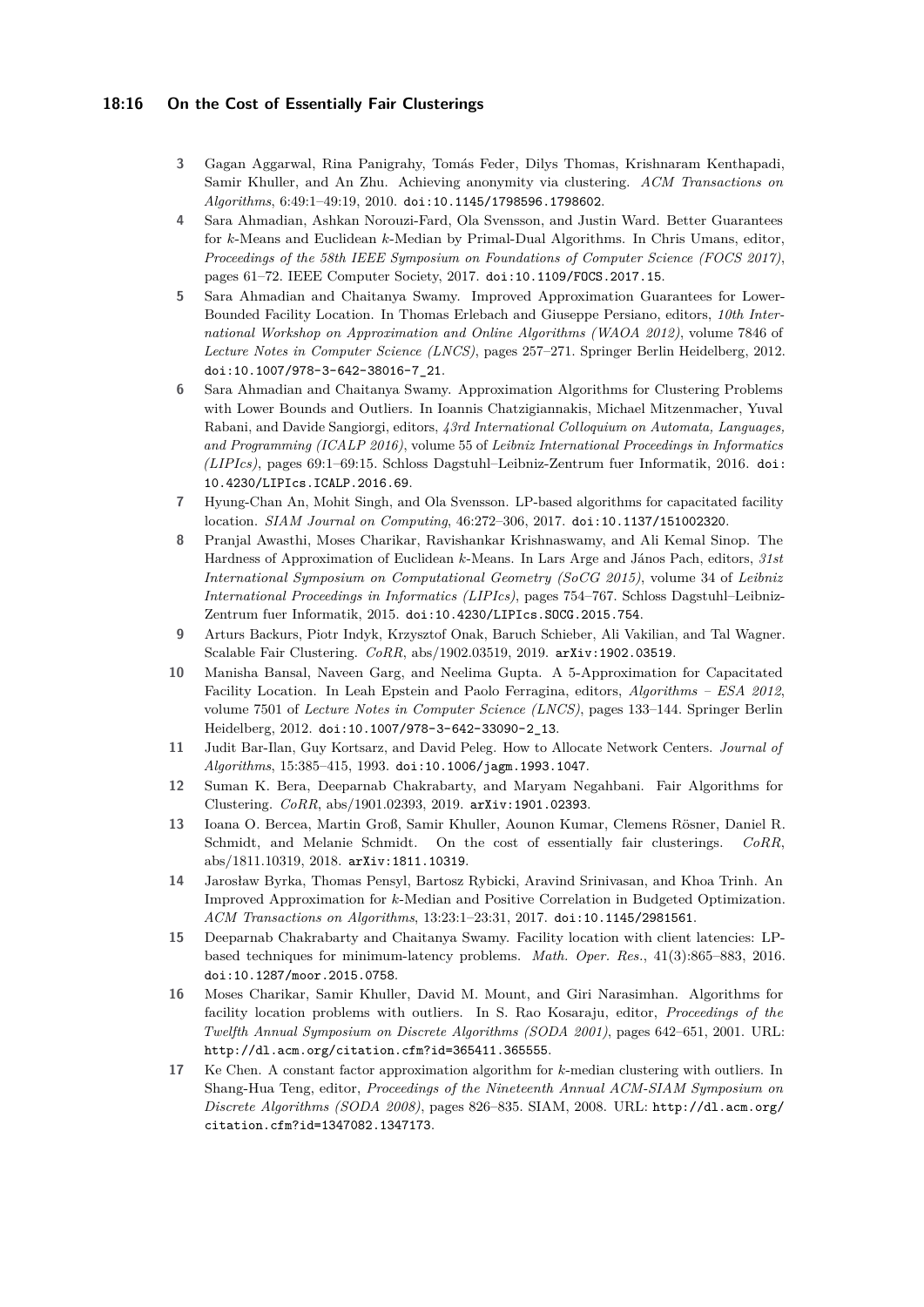3 Gagan Aggarwal, Rina Panigrahy, Tomás Feder, Dilys Thomas, Krishnaram Kenthapadi, Samir Khuller, and An Zhu. Achieving anonymity via clustering. *ACM Transactions on Algorithms*, 6:49:1–49:19, 2010. doi:10.1145/1798596.1798602.

4 Sara Ahmadian, Ashkan Norouzi-Fard, Ola Svensson, and Justin Ward. Better Guarantees for $k$-Means and Euclidean $k$-Median by Primal-Dual Algorithms. In Chris Umans, editor, *Proceedings of the 58th IEEE Symposium on Foundations of Computer Science (FOCS 2017)*, pages 61–72. IEEE Computer Society, 2017. doi:10.1109/FOCS.2017.15.

5 Sara Ahmadian and Chaitanya Swamy. Improved Approximation Guarantees for Lower-Bounded Facility Location. In Thomas Erlebach and Giuseppe Persiano, editors, *10th International Workshop on Approximation and Online Algorithms (WAOA 2012)*, volume 7846 of *Lecture Notes in Computer Science (LNCS)*, pages 257–271. Springer Berlin Heidelberg, 2012. doi:10.1007/978-3-642-38016-7_21.

6 Sara Ahmadian and Chaitanya Swamy. Approximation Algorithms for Clustering Problems with Lower Bounds and Outliers. In Ioannis Chatzigiannakis, Michael Mitzenmacher, Yuval Rabani, and Davide Sangiorgi, editors, *43rd International Colloquium on Automata, Languages, and Programming (ICALP 2016)*, volume 55 of *Leibniz International Proceedings in Informatics (LIPIcs)*, pages 69:1–69:15. Schloss Dagstuhl–Leibniz-Zentrum fuer Informatik, 2016. doi:10.4230/LIPIcs.ICALP.2016.69.

7 Hyung-Chan An, Mohit Singh, and Ola Svensson. LP-based algorithms for capacitated facility location. *SIAM Journal on Computing*, 46:272–306, 2017. doi:10.1137/151002320.

8 Pranjal Awasthi, Moses Charikar, Ravishankar Krishnaswamy, and Ali Kemal Sinop. The Hardness of Approximation of Euclidean $k$-Means. In Lars Arge and János Pach, editors, *31st International Symposium on Computational Geometry (SoCG 2015)*, volume 34 of *Leibniz International Proceedings in Informatics (LIPIcs)*, pages 754–767. Schloss Dagstuhl–Leibniz-Zentrum fuer Informatik, 2015. doi:10.4230/LIPIcs.SOCG.2015.754.

9 Arturs Backurs, Piotr Indyk, Krzysztof Onak, Baruch Schieber, Ali Vakilian, and Tal Wagner. Scalable Fair Clustering. *CoRR*, abs/1902.03519, 2019. arXiv:1902.03519.

10 Manisha Bansal, Naveen Garg, and Neelima Gupta. A 5-Approximation for Capacitated Facility Location. In Leah Epstein and Paolo Ferragina, editors, *Algorithms – ESA 2012*, volume 7501 of *Lecture Notes in Computer Science (LNCS)*, pages 133–144. Springer Berlin Heidelberg, 2012. doi:10.1007/978-3-642-33090-2_13.

11 Judit Bar-Ilan, Guy Kortsarz, and David Peleg. How to Allocate Network Centers. *Journal of Algorithms*, 15:385–415, 1993. doi:10.1006/jagm.1993.1047.

12 Suman K. Bera, Deeparnab Chakrabarty, and Maryam Negahbani. Fair Algorithms for Clustering. *CoRR*, abs/1901.02393, 2019. arXiv:1901.02393.

13 Ioana O. Bercea, Martin Groß, Samir Khuller, Aounon Kumar, Clemens Rösner, Daniel R. Schmidt, and Melanie Schmidt. On the cost of essentially fair clusterings. *CoRR*, abs/1811.10319, 2018. arXiv:1811.10319.

14 Jarosław Byrka, Thomas Pensyl, Bartosz Rybicki, Aravind Srinivasan, and Khoa Trinh. An Improved Approximation for $k$-Median and Positive Correlation in Budgeted Optimization. *ACM Transactions on Algorithms*, 13:23:1–23:31, 2017. doi:10.1145/2981561.

15 Deeparnab Chakrabarty and Chaitanya Swamy. Facility location with client latencies: LP-based techniques for minimum-latency problems. *Math. Oper. Res.*, 41(3):865–883, 2016. doi:10.1287/moor.2015.0758.

16 Moses Charikar, Samir Khuller, David M. Mount, and Giri Narasimhan. Algorithms for facility location problems with outliers. In S. Rao Kosaraju, editor, *Proceedings of the Twelfth Annual Symposium on Discrete Algorithms (SODA 2001)*, pages 642–651, 2001. URL: http://dl.acm.org/citation.cfm?id=365411.365555.

17 Ke Chen. A constant factor approximation algorithm for $k$-median clustering with outliers. In Shang-Hua Teng, editor, *Proceedings of the Nineteenth Annual ACM-SIAM Symposium on Discrete Algorithms (SODA 2008)*, pages 826–835. SIAM, 2008. URL: http://dl.acm.org/citation.cfm?id=1347082.1347173.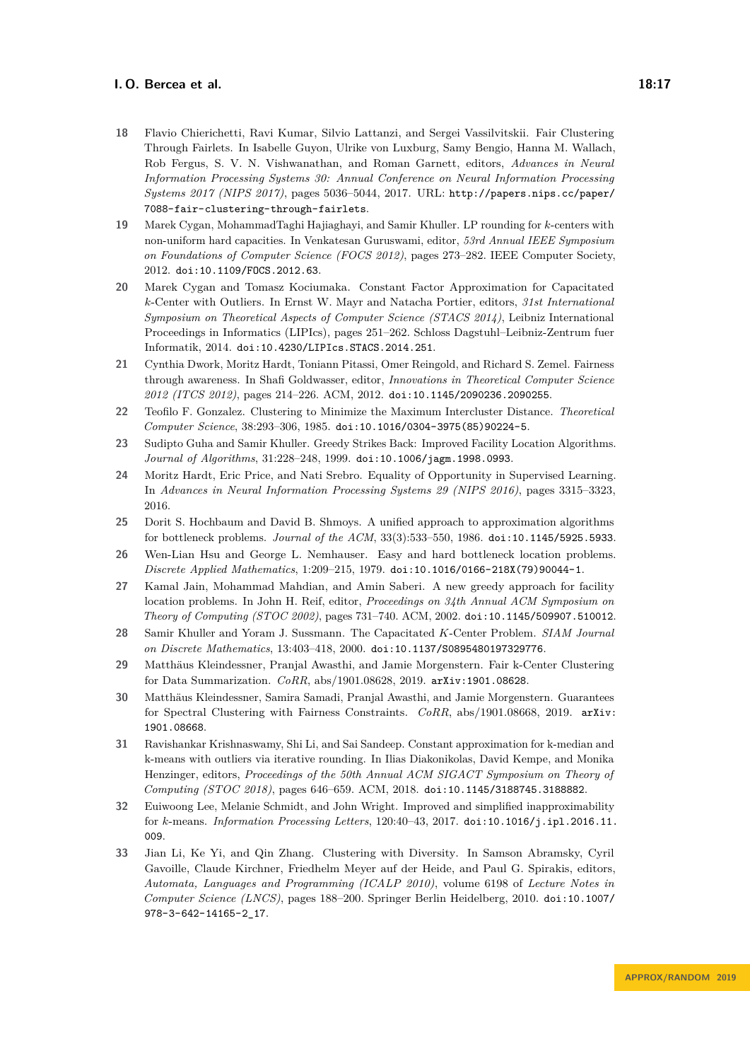18. Flavio Chierichetti, Ravi Kumar, Silvio Lattanzi, and Sergei Vassilvitskii. Fair Clustering Through Fairlets. In Isabelle Guyon, Ulrike von Luxburg, Samy Bengio, Hanna M. Wallach, Rob Fergus, S. V. N. Vishwanathan, and Roman Garnett, editors, *Advances in Neural Information Processing Systems 30: Annual Conference on Neural Information Processing Systems 2017 (NIPS 2017)*, pages 5036–5044, 2017. URL: `http://papers.nips.cc/paper/7088-fair-clustering-through-fairlets`.
19. Marek Cygan, MohammadTaghi Hajiaghayi, and Samir Khuller. LP rounding for $k$-centers with non-uniform hard capacities. In Venkatesan Guruswami, editor, *53rd Annual IEEE Symposium on Foundations of Computer Science (FOCS 2012)*, pages 273–282. IEEE Computer Society, 2012. `doi:10.1109/FOCS.2012.63`.
20. Marek Cygan and Tomasz Kociumaka. Constant Factor Approximation for Capacitated $k$-Center with Outliers. In Ernst W. Mayr and Natacha Portier, editors, *31st International Symposium on Theoretical Aspects of Computer Science (STACS 2014)*, Leibniz International Proceedings in Informatics (LIPIcs), pages 251–262. Schloss Dagstuhl–Leibniz-Zentrum fuer Informatik, 2014. `doi:10.4230/LIPIcs.STACS.2014.251`.
21. Cynthia Dwork, Moritz Hardt, Toniann Pitassi, Omer Reingold, and Richard S. Zemel. Fairness through awareness. In Shafi Goldwasser, editor, *Innovations in Theoretical Computer Science 2012 (ITCS 2012)*, pages 214–226. ACM, 2012. `doi:10.1145/2090236.2090255`.
22. Teofilo F. Gonzalez. Clustering to Minimize the Maximum Intercluster Distance. *Theoretical Computer Science*, 38:293–306, 1985. `doi:10.1016/0304-3975(85)90224-5`.
23. Sudipto Guha and Samir Khuller. Greedy Strikes Back: Improved Facility Location Algorithms. *Journal of Algorithms*, 31:228–248, 1999. `doi:10.1006/jagm.1998.0993`.
24. Moritz Hardt, Eric Price, and Nati Srebro. Equality of Opportunity in Supervised Learning. In *Advances in Neural Information Processing Systems 29 (NIPS 2016)*, pages 3315–3323, 2016.
25. Dorit S. Hochbaum and David B. Shmoys. A unified approach to approximation algorithms for bottleneck problems. *Journal of the ACM*, 33(3):533–550, 1986. `doi:10.1145/5925.5933`.
26. Wen-Lian Hsu and George L. Nemhauser. Easy and hard bottleneck location problems. *Discrete Applied Mathematics*, 1:209–215, 1979. `doi:10.1016/0166-218X(79)90044-1`.
27. Kamal Jain, Mohammad Mahdian, and Amin Saberi. A new greedy approach for facility location problems. In John H. Reif, editor, *Proceedings on 34th Annual ACM Symposium on Theory of Computing (STOC 2002)*, pages 731–740. ACM, 2002. `doi:10.1145/509907.510012`.
28. Samir Khuller and Yoram J. Sussmann. The Capacitated $K$-Center Problem. *SIAM Journal on Discrete Mathematics*, 13:403–418, 2000. `doi:10.1137/S0895480197329776`.
29. Matthäus Kleindessner, Pranjal Awasthi, and Jamie Morgenstern. Fair k-Center Clustering for Data Summarization. *CoRR*, abs/1901.08628, 2019. `arXiv:1901.08628`.
30. Matthäus Kleindessner, Samira Samadi, Pranjal Awasthi, and Jamie Morgenstern. Guarantees for Spectral Clustering with Fairness Constraints. *CoRR*, abs/1901.08668, 2019. `arXiv:1901.08668`.
31. Ravishankar Krishnaswamy, Shi Li, and Sai Sandeep. Constant approximation for k-median and k-means with outliers via iterative rounding. In Ilias Diakonikolas, David Kempe, and Monika Henzinger, editors, *Proceedings of the 50th Annual ACM SIGACT Symposium on Theory of Computing (STOC 2018)*, pages 646–659. ACM, 2018. `doi:10.1145/3188745.3188882`.
32. Euiwoong Lee, Melanie Schmidt, and John Wright. Improved and simplified inapproximability for $k$-means. *Information Processing Letters*, 120:40–43, 2017. `doi:10.1016/j.ipl.2016.11.009`.
33. Jian Li, Ke Yi, and Qin Zhang. Clustering with Diversity. In Samson Abramsky, Cyril Gavoille, Claude Kirchner, Friedhelm Meyer auf der Heide, and Paul G. Spirakis, editors, *Automata, Languages and Programming (ICALP 2010)*, volume 6198 of *Lecture Notes in Computer Science (LNCS)*, pages 188–200. Springer Berlin Heidelberg, 2010. `doi:10.1007/978-3-642-14165-2_17`.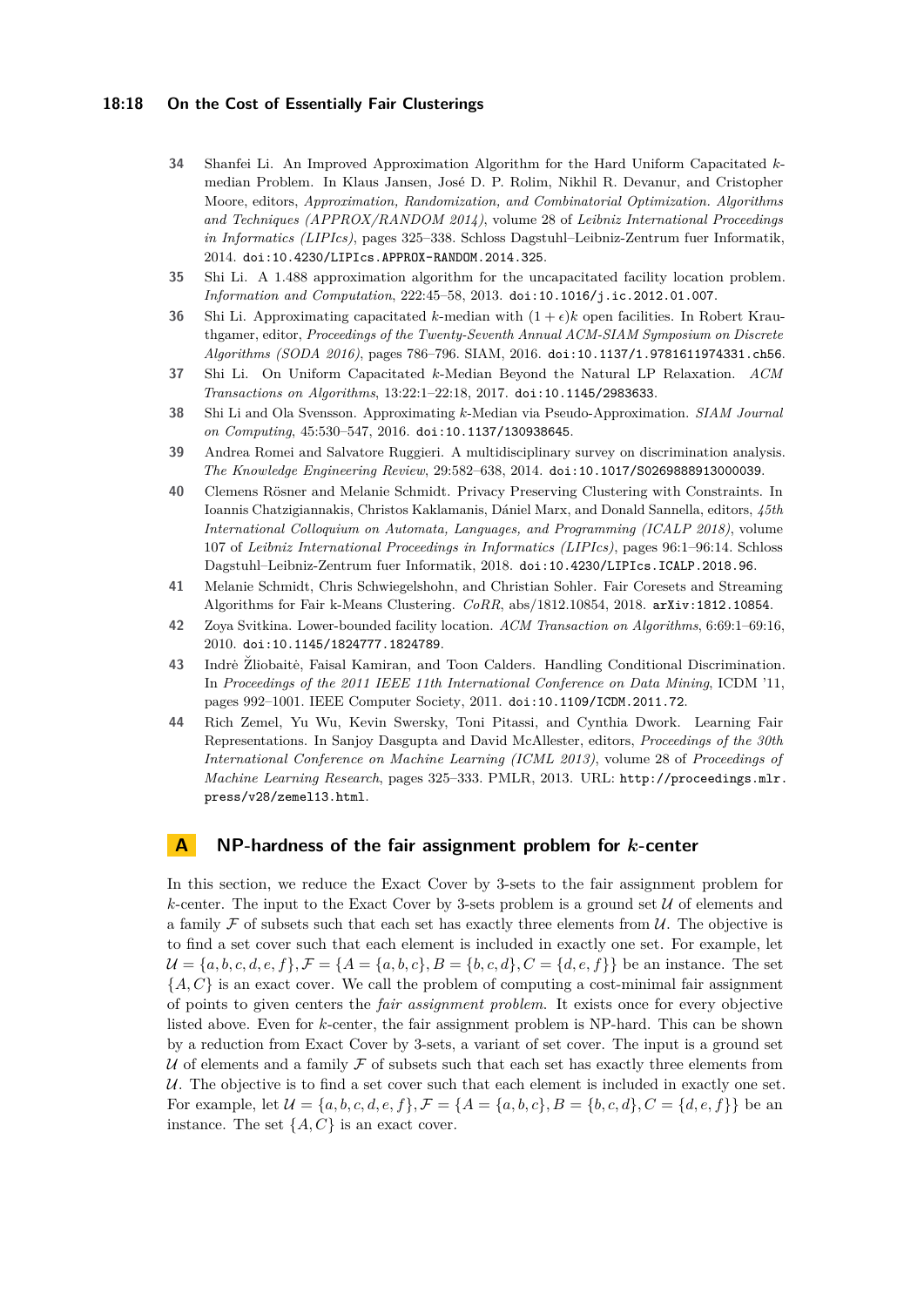34 Shanfei Li. An Improved Approximation Algorithm for the Hard Uniform Capacitated $k$-median Problem. In Klaus Jansen, José D. P. Rolim, Nikhil R. Devanur, and Cristopher Moore, editors, *Approximation, Randomization, and Combinatorial Optimization. Algorithms and Techniques (APPROX/RANDOM 2014)*, volume 28 of *Leibniz International Proceedings in Informatics (LIPIcs)*, pages 325–338. Schloss Dagstuhl–Leibniz-Zentrum fuer Informatik, 2014. doi:10.4230/LIPIcs.APPROX-RANDOM.2014.325.

35 Shi Li. A 1.488 approximation algorithm for the uncapacitated facility location problem. *Information and Computation*, 222:45–58, 2013. doi:10.1016/j.ic.2012.01.007.

36 Shi Li. Approximating capacitated $k$-median with $(1+\epsilon)k$ open facilities. In Robert Krauthgamer, editor, *Proceedings of the Twenty-Seventh Annual ACM-SIAM Symposium on Discrete Algorithms (SODA 2016)*, pages 786–796. SIAM, 2016. doi:10.1137/1.9781611974331.ch56.

37 Shi Li. On Uniform Capacitated $k$-Median Beyond the Natural LP Relaxation. *ACM Transactions on Algorithms*, 13:22:1–22:18, 2017. doi:10.1145/2983633.

38 Shi Li and Ola Svensson. Approximating $k$-Median via Pseudo-Approximation. *SIAM Journal on Computing*, 45:530–547, 2016. doi:10.1137/130938645.

39 Andrea Romei and Salvatore Ruggieri. A multidisciplinary survey on discrimination analysis. *The Knowledge Engineering Review*, 29:582–638, 2014. doi:10.1017/S0269888913000039.

40 Clemens Rösner and Melanie Schmidt. Privacy Preserving Clustering with Constraints. In Ioannis Chatzigiannakis, Christos Kaklamanis, Dániel Marx, and Donald Sannella, editors, *45th International Colloquium on Automata, Languages, and Programming (ICALP 2018)*, volume 107 of *Leibniz International Proceedings in Informatics (LIPIcs)*, pages 96:1–96:14. Schloss Dagstuhl–Leibniz-Zentrum fuer Informatik, 2018. doi:10.4230/LIPIcs.ICALP.2018.96.

41 Melanie Schmidt, Chris Schwiegelshohn, and Christian Sohler. Fair Coresets and Streaming Algorithms for Fair k-Means Clustering. *CoRR*, abs/1812.10854, 2018. arXiv:1812.10854.

42 Zoya Svitkina. Lower-bounded facility location. *ACM Transaction on Algorithms*, 6:69:1–69:16, 2010. doi:10.1145/1824777.1824789.

43 Indrė Žliobaitė, Faisal Kamiran, and Toon Calders. Handling Conditional Discrimination. In *Proceedings of the 2011 IEEE 11th International Conference on Data Mining*, ICDM '11, pages 992–1001. IEEE Computer Society, 2011. doi:10.1109/ICDM.2011.72.

44 Rich Zemel, Yu Wu, Kevin Swersky, Toni Pitassi, and Cynthia Dwork. Learning Fair Representations. In Sanjoy Dasgupta and David McAllester, editors, *Proceedings of the 30th International Conference on Machine Learning (ICML 2013)*, volume 28 of *Proceedings of Machine Learning Research*, pages 325–333. PMLR, 2013. URL: http://proceedings.mlr.press/v28/zemel13.html.

# A NP-hardness of the fair assignment problem for $k$-center

In this section, we reduce the Exact Cover by 3-sets to the fair assignment problem for $k$-center. The input to the Exact Cover by 3-sets problem is a ground set $\mathcal{U}$ of elements and a family $\mathcal{F}$ of subsets such that each set has exactly three elements from $\mathcal{U}$. The objective is to find a set cover such that each element is included in exactly one set. For example, let $\mathcal{U} = \{a, b, c, d, e, f\}, \mathcal{F} = \{A = \{a, b, c\}, B = \{b, c, d\}, C = \{d, e, f\}\}$ be an instance. The set $\{A, C\}$ is an exact cover. We call the problem of computing a cost-minimal fair assignment of points to given centers the *fair assignment problem*. It exists once for every objective listed above. Even for $k$-center, the fair assignment problem is NP-hard. This can be shown by a reduction from Exact Cover by 3-sets, a variant of set cover. The input is a ground set $\mathcal{U}$ of elements and a family $\mathcal{F}$ of subsets such that each set has exactly three elements from $\mathcal{U}$. The objective is to find a set cover such that each element is included in exactly one set. For example, let $\mathcal{U} = \{a, b, c, d, e, f\}, \mathcal{F} = \{A = \{a, b, c\}, B = \{b, c, d\}, C = \{d, e, f\}\}$ be an instance. The set $\{A, C\}$ is an exact cover.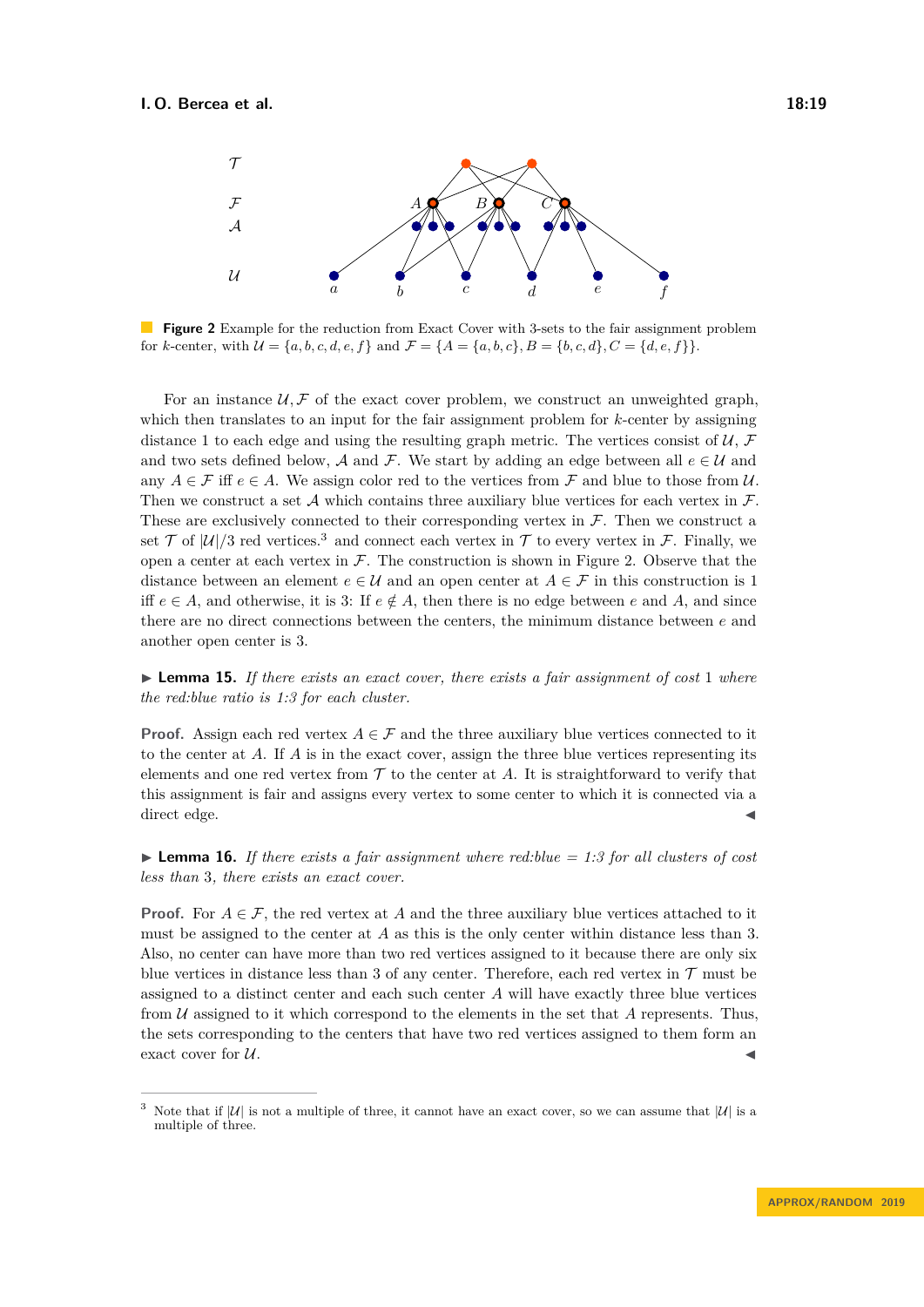**Figure 2** Example for the reduction from Exact Cover with 3-sets to the fair assignment problem for $k$-center, with $\mathcal{U} = \{a, b, c, d, e, f\}$ and $\mathcal{F} = \{A = \{a, b, c\}, B = \{b, c, d\}, C = \{d, e, f\}\}$.

For an instance $\mathcal{U}, \mathcal{F}$ of the exact cover problem, we construct an unweighted graph, which then translates to an input for the fair assignment problem for $k$-center by assigning distance 1 to each edge and using the resulting graph metric. The vertices consist of $\mathcal{U}$, $\mathcal{F}$ and two sets defined below, $\mathcal{A}$ and $\mathcal{F}$. We start by adding an edge between all $e \in \mathcal{U}$ and any $A \in \mathcal{F}$ iff $e \in A$. We assign color red to the vertices from $\mathcal{F}$ and blue to those from $\mathcal{U}$. Then we construct a set $\mathcal{A}$ which contains three auxiliary blue vertices for each vertex in $\mathcal{F}$. These are exclusively connected to their corresponding vertex in $\mathcal{F}$. Then we construct a set $\mathcal{T}$ of $|\mathcal{U}|/3$ red vertices.[3] and connect each vertex in $\mathcal{T}$ to every vertex in $\mathcal{F}$. Finally, we open a center at each vertex in $\mathcal{F}$. The construction is shown in Figure 2. Observe that the distance between an element $e \in \mathcal{U}$ and an open center at $A \in \mathcal{F}$ in this construction is 1 iff $e \in A$, and otherwise, it is 3: If $e \notin A$, then there is no edge between $e$ and $A$, and since there are no direct connections between the centers, the minimum distance between $e$ and another open center is 3.

▶ **Lemma 15.** *If there exists an exact cover, there exists a fair assignment of cost* 1 *where the red:blue ratio is 1:3 for each cluster.*

**Proof.** Assign each red vertex $A \in \mathcal{F}$ and the three auxiliary blue vertices connected to it to the center at $A$. If $A$ is in the exact cover, assign the three blue vertices representing its elements and one red vertex from $\mathcal{T}$ to the center at $A$. It is straightforward to verify that this assignment is fair and assigns every vertex to some center to which it is connected via a direct edge. ◀

▶ **Lemma 16.** *If there exists a fair assignment where red:blue = 1:3 for all clusters of cost less than* 3*, there exists an exact cover.*

**Proof.** For $A \in \mathcal{F}$, the red vertex at $A$ and the three auxiliary blue vertices attached to it must be assigned to the center at $A$ as this is the only center within distance less than 3. Also, no center can have more than two red vertices assigned to it because there are only six blue vertices in distance less than 3 of any center. Therefore, each red vertex in $\mathcal{T}$ must be assigned to a distinct center and each such center $A$ will have exactly three blue vertices from $\mathcal{U}$ assigned to it which correspond to the elements in the set that $A$ represents. Thus, the sets corresponding to the centers that have two red vertices assigned to them form an exact cover for $\mathcal{U}$. ◀

[3] Note that if $|\mathcal{U}|$ is not a multiple of three, it cannot have an exact cover, so we can assume that $|\mathcal{U}|$ is a multiple of three.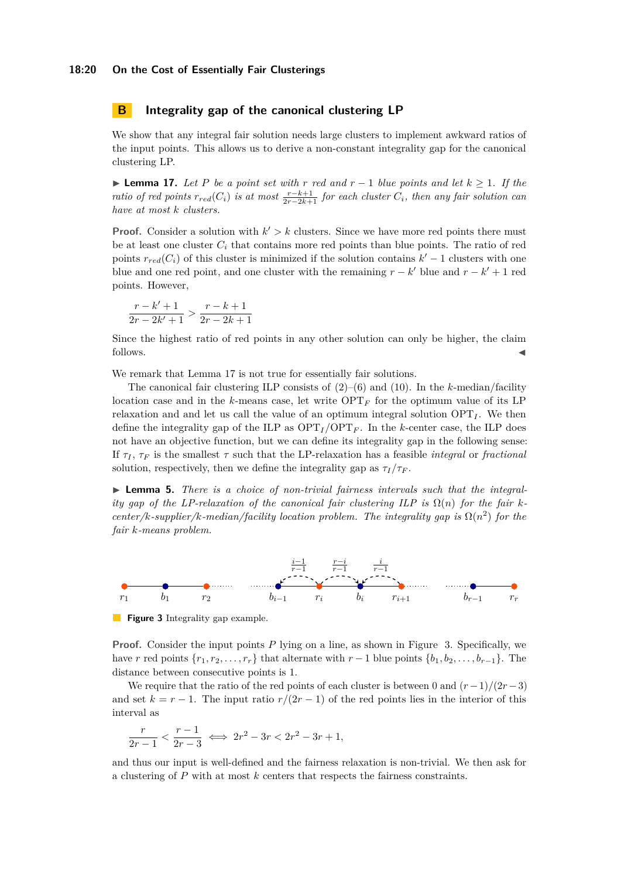## B Integrality gap of the canonical clustering LP

We show that any integral fair solution needs large clusters to implement awkward ratios of the input points. This allows us to derive a non-constant integrality gap for the canonical clustering LP.

▶ **Lemma 17.** *Let $P$ be a point set with $r$ red and $r-1$ blue points and let $k \geq 1$. If the ratio of red points $r_{red}(C_i)$ is at most $\frac{r-k+1}{2r-2k+1}$ for each cluster $C_i$, then any fair solution can have at most $k$ clusters.*

**Proof.** Consider a solution with $k' > k$ clusters. Since we have more red points there must be at least one cluster $C_i$ that contains more red points than blue points. The ratio of red points $r_{red}(C_i)$ of this cluster is minimized if the solution contains $k'-1$ clusters with one blue and one red point, and one cluster with the remaining $r-k'$ blue and $r-k'+1$ red points. However,

$$\frac{r-k'+1}{2r-2k'+1} > \frac{r-k+1}{2r-2k+1}$$

Since the highest ratio of red points in any other solution can only be higher, the claim follows. ◀

We remark that Lemma 17 is not true for essentially fair solutions.

The canonical fair clustering ILP consists of (2)–(6) and (10). In the $k$-median/facility location case and in the $k$-means case, let write $\mathrm{OPT}_F$ for the optimum value of its LP relaxation and let us call the value of an optimum integral solution $\mathrm{OPT}_I$. We then define the integrality gap of the ILP as $\mathrm{OPT}_I/\mathrm{OPT}_F$. In the $k$-center case, the ILP does not have an objective function, but we can define its integrality gap in the following sense: If $\tau_I$, $\tau_F$ is the smallest $\tau$ such that the LP-relaxation has a feasible *integral* or *fractional* solution, respectively, then we define the integrality gap as $\tau_I/\tau_F$.

▶ **Lemma 5.** *There is a choice of non-trivial fairness intervals such that the integrality gap of the LP-relaxation of the canonical fair clustering ILP is $\Omega(n)$ for the fair $k$-center/$k$-supplier/$k$-median/facility location problem. The integrality gap is $\Omega(n^2)$ for the fair $k$-means problem.*

**Figure 3** Integrality gap example.

**Proof.** Consider the input points $P$ lying on a line, as shown in Figure 3. Specifically, we have $r$ red points $\{r_1, r_2, \ldots, r_r\}$ that alternate with $r-1$ blue points $\{b_1, b_2, \ldots, b_{r-1}\}$. The distance between consecutive points is 1.

We require that the ratio of the red points of each cluster is between 0 and $(r-1)/(2r-3)$ and set $k = r-1$. The input ratio $r/(2r-1)$ of the red points lies in the interior of this interval as

$$\frac{r}{2r-1} < \frac{r-1}{2r-3} \iff 2r^2 - 3r < 2r^2 - 3r + 1,$$

and thus our input is well-defined and the fairness relaxation is non-trivial. We then ask for a clustering of $P$ with at most $k$ centers that respects the fairness constraints.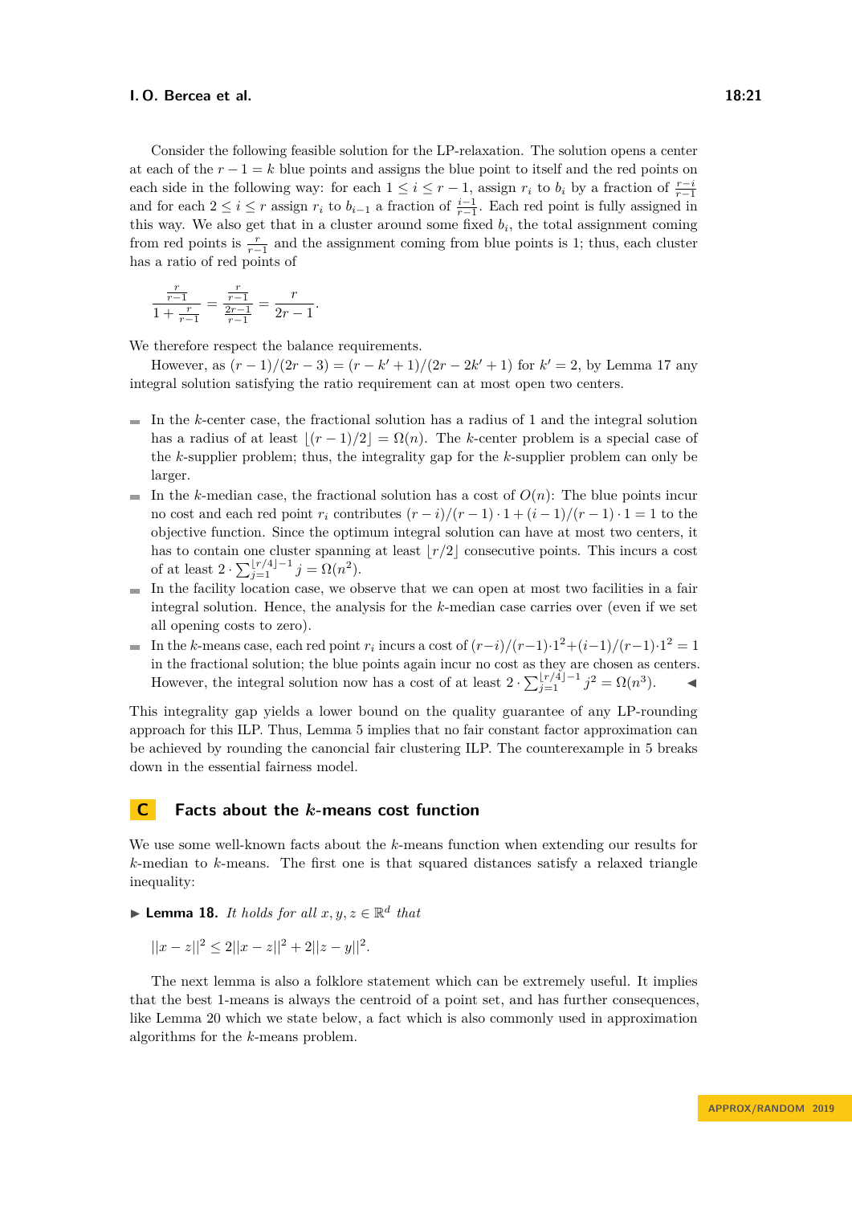Consider the following feasible solution for the LP-relaxation. The solution opens a center at each of the $r-1=k$ blue points and assigns the blue point to itself and the red points on each side in the following way: for each $1 \le i \le r-1$, assign $r_i$ to $b_i$ by a fraction of $\frac{r-i}{r-1}$ and for each $2 \le i \le r$ assign $r_i$ to $b_{i-1}$ a fraction of $\frac{i-1}{r-1}$. Each red point is fully assigned in this way. We also get that in a cluster around some fixed $b_i$, the total assignment coming from red points is $\frac{r}{r-1}$ and the assignment coming from blue points is 1; thus, each cluster has a ratio of red points of

$$\frac{\frac{r}{r-1}}{1+\frac{r}{r-1}} = \frac{\frac{r}{r-1}}{\frac{2r-1}{r-1}} = \frac{r}{2r-1}.$$

We therefore respect the balance requirements.

However, as $(r-1)/(2r-3) = (r-k'+1)/(2r-2k'+1)$ for $k'=2$, by Lemma 17 any integral solution satisfying the ratio requirement can at most open two centers.

- In the $k$-center case, the fractional solution has a radius of 1 and the integral solution has a radius of at least $\lfloor (r-1)/2 \rfloor = \Omega(n)$. The $k$-center problem is a special case of the $k$-supplier problem; thus, the integrality gap for the $k$-supplier problem can only be larger.
- In the $k$-median case, the fractional solution has a cost of $O(n)$: The blue points incur no cost and each red point $r_i$ contributes $(r-i)/(r-1)\cdot 1 + (i-1)/(r-1)\cdot 1 = 1$ to the objective function. Since the optimum integral solution can have at most two centers, it has to contain one cluster spanning at least $\lfloor r/2 \rfloor$ consecutive points. This incurs a cost of at least $2\cdot\sum_{j=1}^{\lfloor r/4 \rfloor -1} j = \Omega(n^2)$.
- In the facility location case, we observe that we can open at most two facilities in a fair integral solution. Hence, the analysis for the $k$-median case carries over (even if we set all opening costs to zero).
- In the $k$-means case, each red point $r_i$ incurs a cost of $(r-i)/(r-1)\cdot 1^2 + (i-1)/(r-1)\cdot 1^2 = 1$ in the fractional solution; the blue points again incur no cost as they are chosen as centers. However, the integral solution now has a cost of at least $2\cdot\sum_{j=1}^{\lfloor r/4 \rfloor -1} j^2 = \Omega(n^3)$. ◀

This integrality gap yields a lower bound on the quality guarantee of any LP-rounding approach for this ILP. Thus, Lemma 5 implies that no fair constant factor approximation can be achieved by rounding the canonical fair clustering ILP. The counterexample in 5 breaks down in the essential fairness model.

# C Facts about the $k$-means cost function

We use some well-known facts about the $k$-means function when extending our results for $k$-median to $k$-means. The first one is that squared distances satisfy a relaxed triangle inequality:

▶ **Lemma 18.** *It holds for all $x,y,z \in \mathbb{R}^d$ that*

$$||x-z||^2 \le 2||x-z||^2 + 2||z-y||^2.$$

The next lemma is also a folklore statement which can be extremely useful. It implies that the best 1-means is always the centroid of a point set, and has further consequences, like Lemma 20 which we state below, a fact which is also commonly used in approximation algorithms for the $k$-means problem.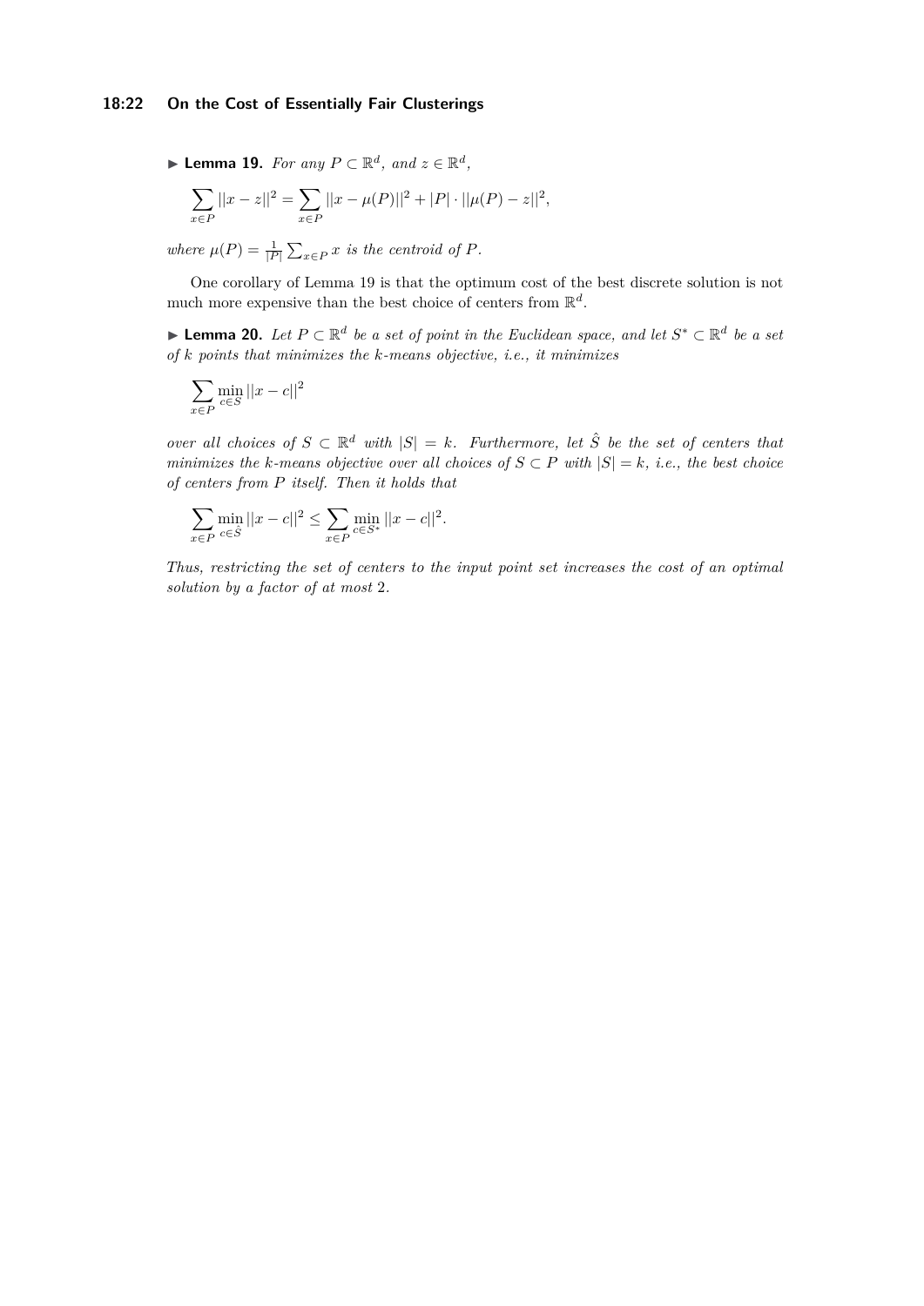▶ **Lemma 19.** *For any $P \subset \mathbb{R}^d$, and $z \in \mathbb{R}^d$,*

$$\sum_{x \in P} ||x - z||^2 = \sum_{x \in P} ||x - \mu(P)||^2 + |P| \cdot ||\mu(P) - z||^2,$$

*where $\mu(P) = \frac{1}{|P|} \sum_{x \in P} x$ is the centroid of $P$.*

One corollary of Lemma 19 is that the optimum cost of the best discrete solution is not much more expensive than the best choice of centers from $\mathbb{R}^d$.

▶ **Lemma 20.** *Let $P \subset \mathbb{R}^d$ be a set of point in the Euclidean space, and let $S^* \subset \mathbb{R}^d$ be a set of $k$ points that minimizes the $k$-means objective, i.e., it minimizes*

$$\sum_{x \in P} \min_{c \in S} ||x - c||^2$$

*over all choices of $S \subset \mathbb{R}^d$ with $|S| = k$. Furthermore, let $\hat{S}$ be the set of centers that minimizes the $k$-means objective over all choices of $S \subset P$ with $|S| = k$, i.e., the best choice of centers from $P$ itself. Then it holds that*

$$\sum_{x \in P} \min_{c \in \hat{S}} ||x - c||^2 \leq \sum_{x \in P} \min_{c \in S^*} ||x - c||^2.$$

*Thus, restricting the set of centers to the input point set increases the cost of an optimal solution by a factor of at most 2.*